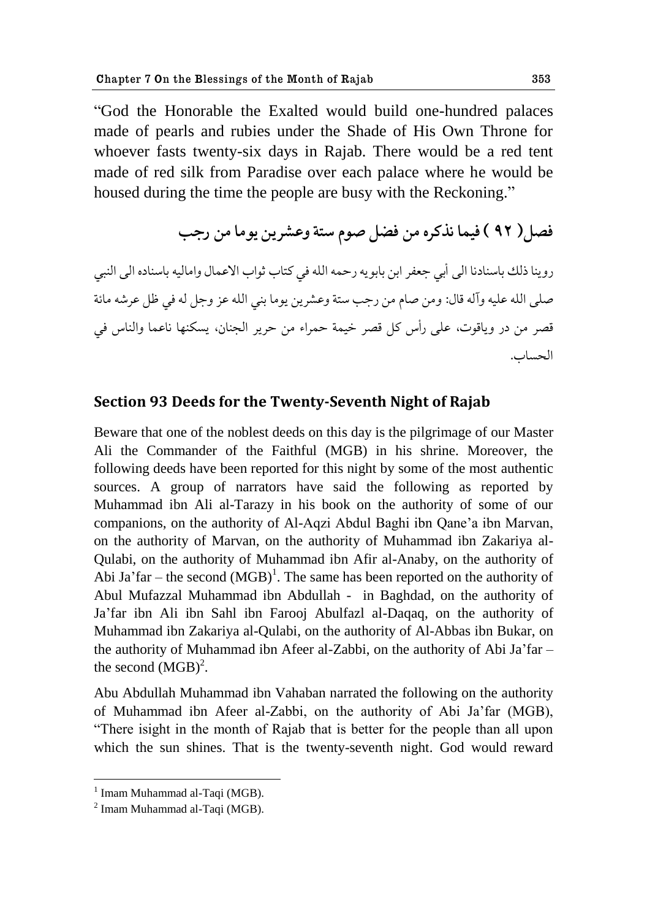"God the Honorable the Exalted would build one-hundred palaces made of pearls and rubies under the Shade of His Own Throne for whoever fasts twenty-six days in Rajab. There would be a red tent made of red silk from Paradise over each palace where he would be housed during the time the people are busy with the Reckoning."

## فصل( ۹۲ ) فيما نذكره من فضل صوم ستة وعشرين يوما من رجب

روينا ذلك باسنادنا الى أبي جعفر ابن بابويه رحمه الله في كتاب ثواب الاعمال واماليه باسناده الى النبي صلى الله عليه وآله قال: ومن صام من رجب ستة وعشرين يوما بني الله عز وجل له في ظل عرشه مائة قصر من در وياقوت، على رأس كل قصر خيمة حمراء من حرير الجنان، يسكنها ناعما والناس في الحساب.

## Section 93 Deeds for the Twenty-Seventh Night of Rajab

Beware that one of the noblest deeds on this day is the pilgrimage of our Master Ali the Commander of the Faithful (MGB) in his shrine. Moreover, the following deeds have been reported for this night by some of the most authentic sources. A group of narrators have said the following as reported by Muhammad ibn Ali al-Tarazy in his book on the authority of some of our companions, on the authority of Al-Aqzi Abdul Baghi ibn Qane'a ibn Marvan, on the authority of Marvan, on the authority of Muhammad ibn Zakariya al-Qulabi, on the authority of Muhammad ibn Afir al-Anaby, on the authority of Abi Ja'far – the second (MGB)[1]. The same has been reported on the authority of Abul Mufazzal Muhammad ibn Abdullah - in Baghdad, on the authority of Ja'far ibn Ali ibn Sahl ibn Farooj Abulfazl al-Daqaq, on the authority of Muhammad ibn Zakariya al-Qulabi, on the authority of Al-Abbas ibn Bukar, on the authority of Muhammad ibn Afeer al-Zabbi, on the authority of Abi Ja'far – the second (MGB)[2].

Abu Abdullah Muhammad ibn Vahaban narrated the following on the authority of Muhammad ibn Afeer al-Zabbi, on the authority of Abi Ja'far (MGB), "There isight in the month of Rajab that is better for the people than all upon which the sun shines. That is the twenty-seventh night. God would reward

---

[1] Imam Muhammad al-Taqi (MGB).

[2] Imam Muhammad al-Taqi (MGB).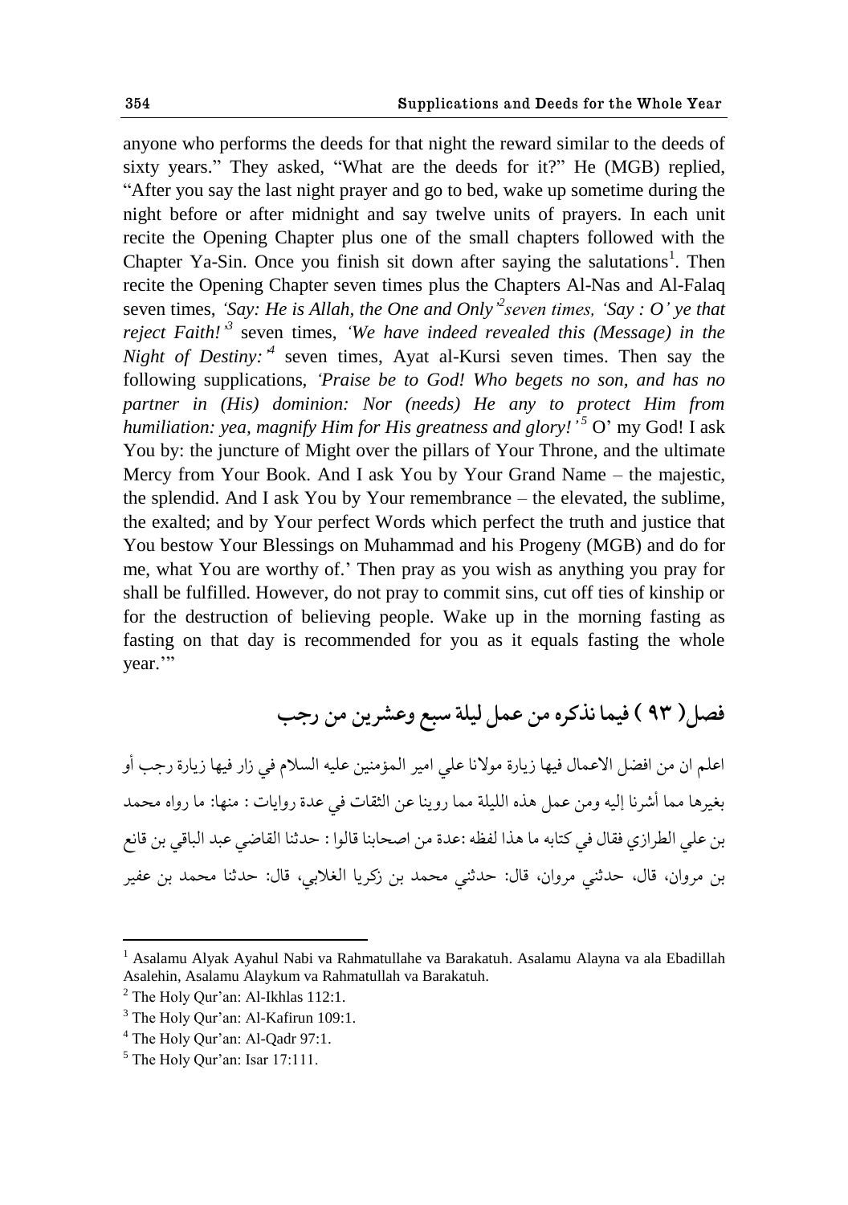anyone who performs the deeds for that night the reward similar to the deeds of sixty years." They asked, "What are the deeds for it?" He (MGB) replied, "After you say the last night prayer and go to bed, wake up sometime during the night before or after midnight and say twelve units of prayers. In each unit recite the Opening Chapter plus one of the small chapters followed with the Chapter Ya-Sin. Once you finish sit down after saying the salutations[1]. Then recite the Opening Chapter seven times plus the Chapters Al-Nas and Al-Falaq seven times, *'Say: He is Allah, the One and Only'*[2] *seven times, 'Say : O' ye that reject Faith!'*[3] seven times, *'We have indeed revealed this (Message) in the Night of Destiny:'*[4] seven times, Ayat al-Kursi seven times. Then say the following supplications, *'Praise be to God! Who begets no son, and has no partner in (His) dominion: Nor (needs) He any to protect Him from humiliation: yea, magnify Him for His greatness and glory!'*[5] O' my God! I ask You by: the juncture of Might over the pillars of Your Throne, and the ultimate Mercy from Your Book. And I ask You by Your Grand Name – the majestic, the splendid. And I ask You by Your remembrance – the elevated, the sublime, the exalted; and by Your perfect Words which perfect the truth and justice that You bestow Your Blessings on Muhammad and his Progeny (MGB) and do for me, what You are worthy of.' Then pray as you wish as anything you pray for shall be fulfilled. However, do not pray to commit sins, cut off ties of kinship or for the destruction of believing people. Wake up in the morning fasting as fasting on that day is recommended for you as it equals fasting the whole year.'"

## فصل( ٩٣ ) فيما نذكره من عمل ليلة سبع وعشرين من رجب

اعلم ان من افضل الاعمال فيها زيارة مولانا علي امير المؤمنين عليه السلام في زار فيها زيارة رجب أو بغيرها مما أشرنا إليه ومن عمل هذه الليلة مما روينا عن الثقات في عدة روايات : منها: ما رواه محمد بن علي الطرازي فقال في كتابه ما هذا لفظه :عدة من اصحابنا قالوا : حدثنا القاضي عبد الباقي بن قانع بن مروان، قال، حدثني مروان، قال: حدثني محمد بن زكريا الغلابي، قال: حدثنا محمد بن عفير

---

[1] Asalamu Alyak Ayahul Nabi va Rahmatullahe va Barakatuh. Asalamu Alayna va ala Ebadillah Asalehin, Asalamu Alaykum va Rahmatullah va Barakatuh.

[2] The Holy Qur'an: Al-Ikhlas 112:1.

[3] The Holy Qur'an: Al-Kafirun 109:1.

[4] The Holy Qur'an: Al-Qadr 97:1.

[5] The Holy Qur'an: Isar 17:111.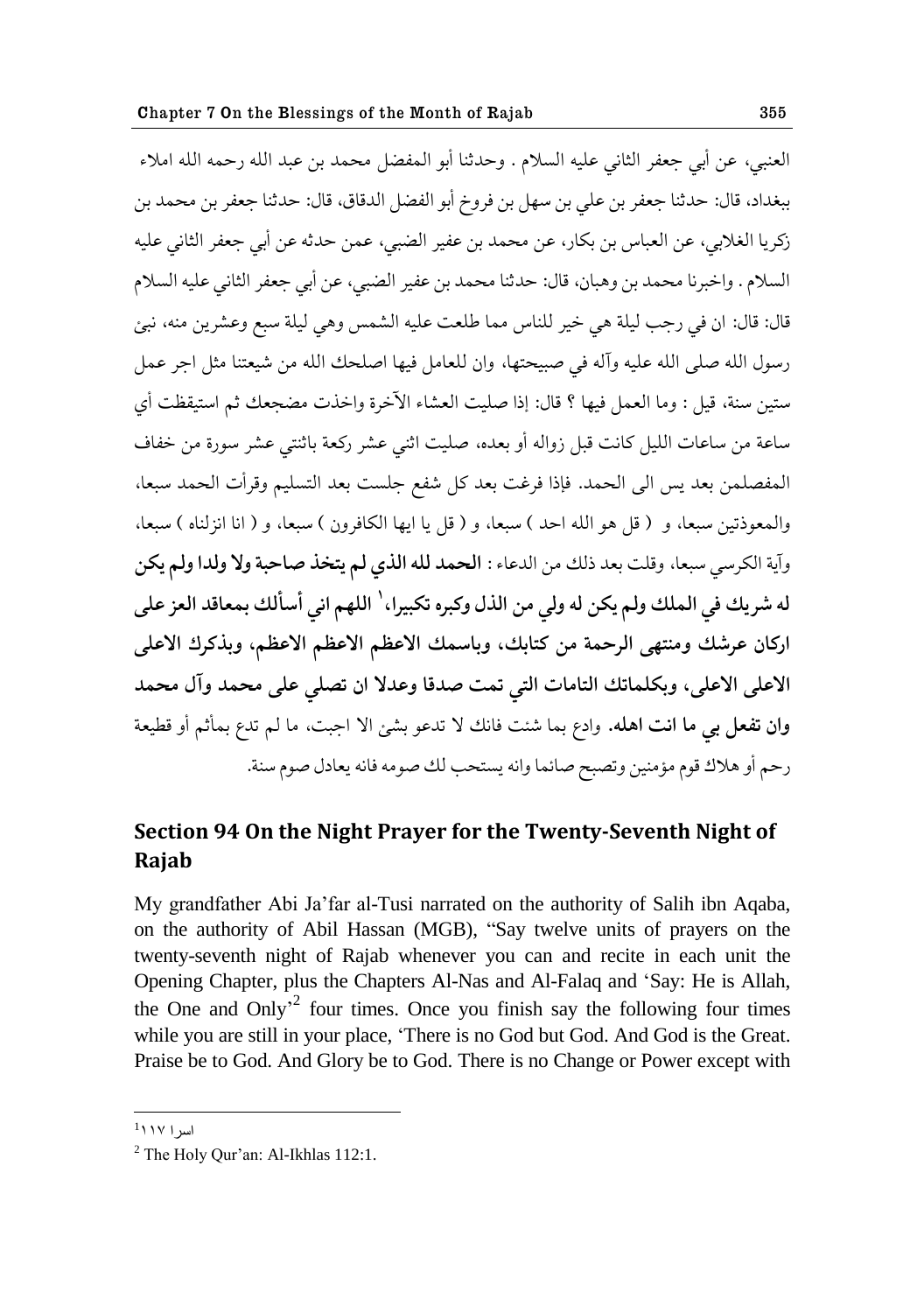العنبي، عن أبي جعفر الثاني عليه السلام . وحدثنا أبو المفضل محمد بن عبد الله رحمه الله املاء ببغداد، قال: حدثنا جعفر بن علي بن سهل بن فروخ أبو الفضل الدقاق، قال: حدثنا جعفر بن محمد بن زكريا الغلابي، عن العباس بن بكار، عن محمد بن عفير الضبي، عمن حدثه عن أبي جعفر الثاني عليه السلام . واخبرنا محمد بن وهبان، قال: حدثنا محمد بن عفير الضبي، عن أبي جعفر الثاني عليه السلام قال: قال: ان في رجب ليلة هي خير للناس مما طلعت عليه الشمس وهي ليلة سبع وعشرين منه، نبئ رسول الله صلى الله عليه وآله في صبيحتها، وان للعامل فيها اصلحك الله من شيعتنا مثل اجر عمل ستين سنة، قيل : وما العمل فيها ؟ قال: إذا صليت العشاء الآخرة واخذت مضجعك ثم استيقظت أي ساعة من ساعات الليل كانت قبل زواله أو بعده، صليت اثني عشر ركعة باثنتي عشر سورة من خفاف المفصلمن بعد يس الى الحمد. فإذا فرغت بعد كل شفع جلست بعد التسليم وقرأت الحمد سبعا، والمعوذتين سبعا، و ( قل هو الله احد ) سبعا، و ( قل يا ايها الكافرون ) سبعا، و ( انا انزلناه ) سبعا، وآية الكرسي سبعا، وقلت بعد ذلك من الدعاء : **الحمد لله الذي لم يتخذ صاحبة ولا ولدا ولم يكن له شريك في الملك ولم يكن له ولي من الذل وكبره تكبيرا،**[1] **اللهم اني أسألك بمعاقد العز على اركان عرشك ومنتهى الرحمة من كتابك، وباسمك الاعظم الاعظم الاعظم، وبذكرك الاعلى الاعلى الاعلى، وبكلماتك التامات التي تمت صدقا وعدلا ان تصلي على محمد وآل محمد وان تفعل بي ما انت اهله.** وادع بما شئت فانك لا تدعو بشئ الا اجبت، ما لم تدع بمأثم أو قطيعة رحم أو هلاك قوم مؤمنين وتصبح صائما وانه يستحب لك صومه فانه يعادل صوم سنة.

## Section 94 On the Night Prayer for the Twenty-Seventh Night of Rajab

My grandfather Abi Ja'far al-Tusi narrated on the authority of Salih ibn Aqaba, on the authority of Abil Hassan (MGB), "Say twelve units of prayers on the twenty-seventh night of Rajab whenever you can and recite in each unit the Opening Chapter, plus the Chapters Al-Nas and Al-Falaq and 'Say: He is Allah, the One and Only'[2] four times. Once you finish say the following four times while you are still in your place, 'There is no God but God. And God is the Great. Praise be to God. And Glory be to God. There is no Change or Power except with

---

[1] اسرا ١١٧

[2] The Holy Qur'an: Al-Ikhlas 112:1.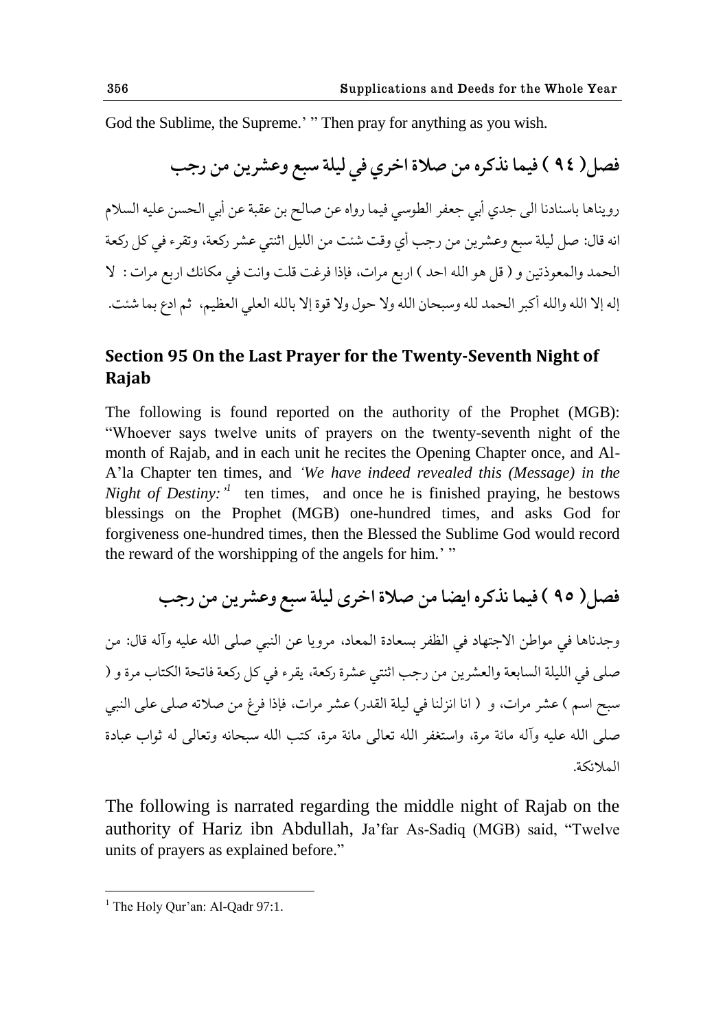God the Sublime, the Supreme.' " Then pray for anything as you wish.

## فصل( ٩٤ ) فيما نذكره من صلاة اخري في ليلة سبع وعشرين من رجب

رويناها باسنادنا الى جدي أبي جعفر الطوسي فيما رواه عن صالح بن عقبة عن أبي الحسن عليه السلام انه قال: صل ليلة سبع وعشرين من رجب أي وقت شئت من الليل اثنتي عشر ركعة، وتقرء في كل ركعة الحمد والمعوذتين و ( قل هو الله احد ) اربع مرات، فإذا فرغت قلت وانت في مكانك اربع مرات : لا إله إلا الله والله أكبر الحمد لله وسبحان الله ولا حول ولا قوة إلا بالله العلي العظيم، ثم ادع بما شئت.

## Section 95 On the Last Prayer for the Twenty-Seventh Night of Rajab

The following is found reported on the authority of the Prophet (MGB): "Whoever says twelve units of prayers on the twenty-seventh night of the month of Rajab, and in each unit he recites the Opening Chapter once, and Al-A'la Chapter ten times, and *'We have indeed revealed this (Message) in the Night of Destiny:'*[1] ten times, and once he is finished praying, he bestows blessings on the Prophet (MGB) one-hundred times, and asks God for forgiveness one-hundred times, then the Blessed the Sublime God would record the reward of the worshipping of the angels for him.' "

## فصل( ٩٥ ) فيما نذكره ايضا من صلاة اخرى ليلة سبع وعشرين من رجب

وجدناها في مواطن الاجتهاد في الظفر بسعادة المعاد، مرويا عن النبي صلى الله عليه وآله قال: من صلى في الليلة السابعة والعشرين من رجب اثنتي عشرة ركعة، يقرء في كل ركعة فاتحة الكتاب مرة و ( سبح اسم ) عشر مرات، و ( انا انزلنا في ليلة القدر) عشر مرات، فإذا فرغ من صلاته صلى على النبي صلى الله عليه وآله مائة مرة، واستغفر الله تعالى مائة مرة، كتب الله سبحانه وتعالى له ثواب عبادة الملائكة.

The following is narrated regarding the middle night of Rajab on the authority of Hariz ibn Abdullah, Ja'far As-Sadiq (MGB) said, "Twelve units of prayers as explained before."

[1] The Holy Qur'an: Al-Qadr 97:1.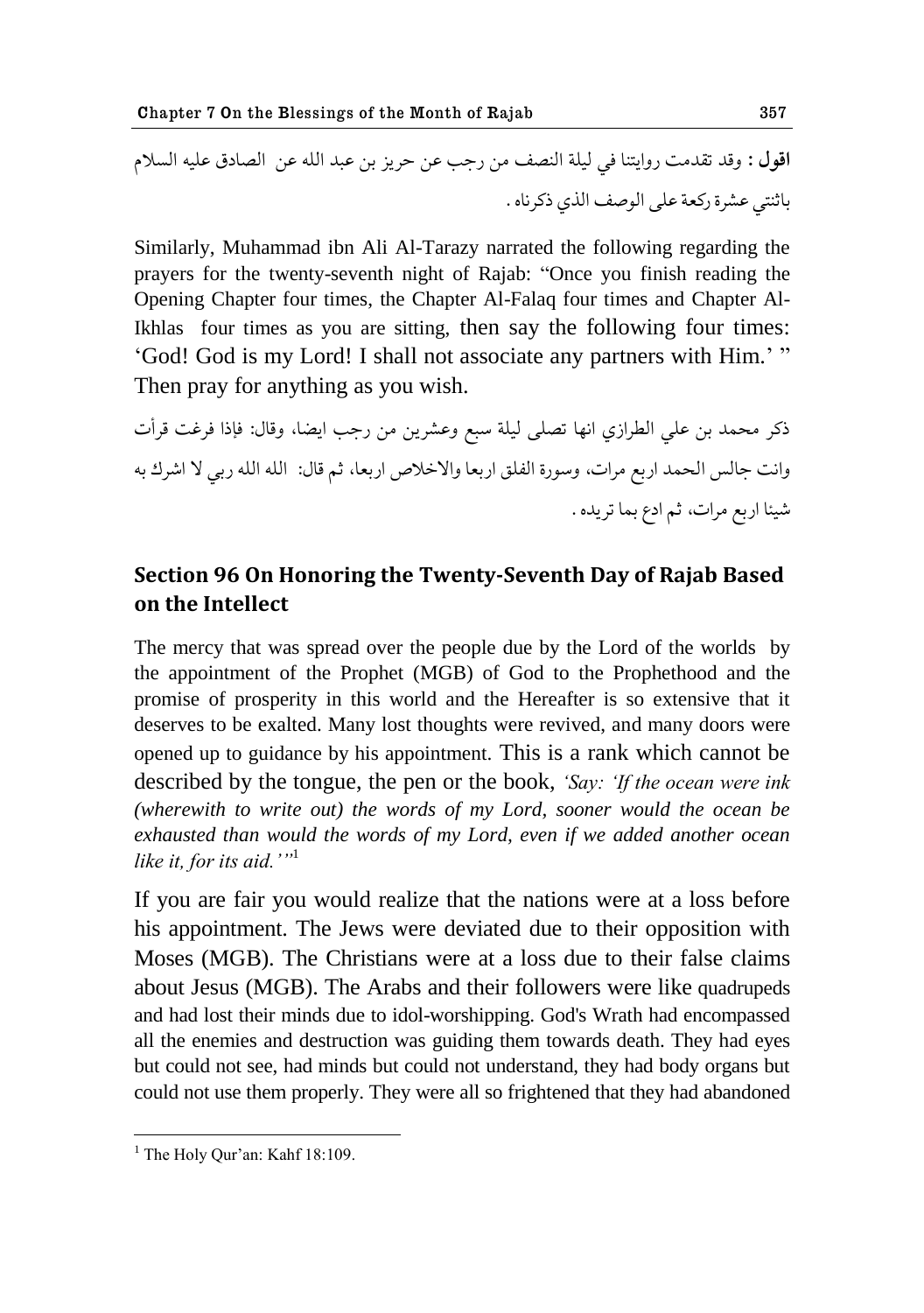**اقول :** وقد تقدمت روايتنا في ليلة النصف من رجب عن حريز بن عبد الله عن الصادق عليه السلام باثنتي عشرة ركعة على الوصف الذي ذكرناه .

Similarly, Muhammad ibn Ali Al-Tarazy narrated the following regarding the prayers for the twenty-seventh night of Rajab: "Once you finish reading the Opening Chapter four times, the Chapter Al-Falaq four times and Chapter Al-Ikhlas four times as you are sitting, then say the following four times: 'God! God is my Lord! I shall not associate any partners with Him.' " Then pray for anything as you wish.

ذكر محمد بن علي الطرازي انها تصلى ليلة سبع وعشرين من رجب ايضا، وقال: فإذا فرغت قرأت وانت جالس الحمد اربع مرات، وسورة الفلق اربعا والاخلاص اربعا، ثم قال: الله الله ربي لا اشرك به شيئا اربع مرات، ثم ادع بما تريده .

## Section 96 On Honoring the Twenty-Seventh Day of Rajab Based on the Intellect

The mercy that was spread over the people due by the Lord of the worlds by the appointment of the Prophet (MGB) of God to the Prophethood and the promise of prosperity in this world and the Hereafter is so extensive that it deserves to be exalted. Many lost thoughts were revived, and many doors were opened up to guidance by his appointment. This is a rank which cannot be described by the tongue, the pen or the book, *'Say: 'If the ocean were ink (wherewith to write out) the words of my Lord, sooner would the ocean be exhausted than would the words of my Lord, even if we added another ocean like it, for its aid.''*[1]

If you are fair you would realize that the nations were at a loss before his appointment. The Jews were deviated due to their opposition with Moses (MGB). The Christians were at a loss due to their false claims about Jesus (MGB). The Arabs and their followers were like quadrupeds and had lost their minds due to idol-worshipping. God's Wrath had encompassed all the enemies and destruction was guiding them towards death. They had eyes but could not see, had minds but could not understand, they had body organs but could not use them properly. They were all so frightened that they had abandoned

---

[1] The Holy Qur'an: Kahf 18:109.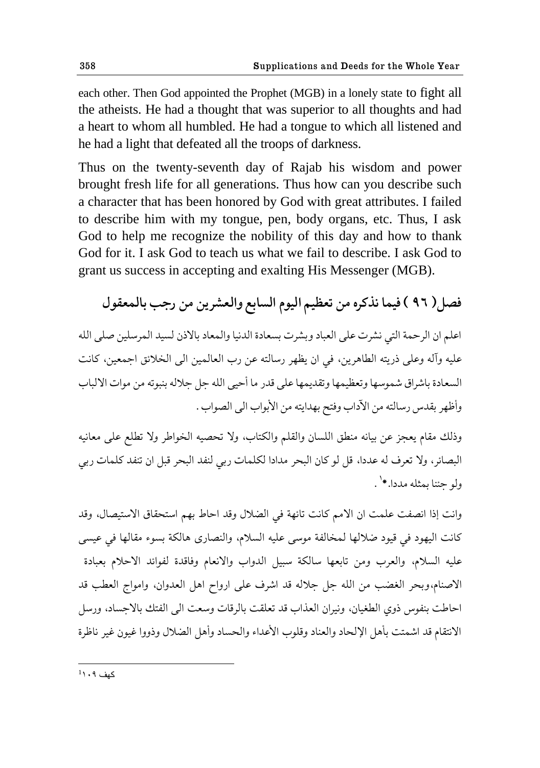each other. Then God appointed the Prophet (MGB) in a lonely state to fight all the atheists. He had a thought that was superior to all thoughts and had a heart to whom all humbled. He had a tongue to which all listened and he had a light that defeated all the troops of darkness.

Thus on the twenty-seventh day of Rajab his wisdom and power brought fresh life for all generations. Thus how can you describe such a character that has been honored by God with great attributes. I failed to describe him with my tongue, pen, body organs, etc. Thus, I ask God to help me recognize the nobility of this day and how to thank God for it. I ask God to teach us what we fail to describe. I ask God to grant us success in accepting and exalting His Messenger (MGB).

## فصل( ٩٦ ) فيما نذكره من تعظيم اليوم السابع والعشرين من رجب بالمعقول

اعلم ان الرحمة التي نشرت على العباد وبشرت بسعادة الدنيا والمعاد بالاذن لسيد المرسلين صلى الله عليه وآله وعلى ذريته الطاهرين، في ان يظهر رسالته عن رب العالمين الى الخلائق اجمعين، كانت السعادة باشراق شموسها وتعظيمها وتقديمها على قدر ما أحيى الله جل جلاله بنبوته من موات الالباب وأظهر بقدس رسالته من الآداب وفتح بهدايته من الأبواب الى الصواب .

وذلك مقام يعجز عن بيانه منطق اللسان والقلم والكتاب، ولا تحصيه الخواطر ولا تطلع على معانيه البصائر، ولا تعرف له عددا، قل لو كان البحر مدادا لكلمات ربي لنفد البحر قبل ان تنفد كلمات ربي ولو جئنا بمثله مددا.*[1] .

وانت إذا انصفت علمت ان الامم كانت تائهة في الضلال وقد احاط بهم استحقاق الاستيصال، وقد كانت اليهود في قيود ضلالها لمخالفة موسى عليه السلام، والنصارى هالكة بسوء مقالها في عيسى عليه السلام، والعرب ومن تابعها سالكة سبيل الدواب والانعام وفاقدة لفوائد الاحلام بعبادة الاصنام،وبحر الغضب من الله جل جلاله قد اشرف على ارواح اهل العدوان، وامواج العطب قد احاطت بنفوس ذوي الطغيان، ونيران العذاب قد تعلقت بالرقات وسعت الى الفتك بالاجساد، ورسل الانتقام قد اشمتت بأهل الإلحاد والعناد وقلوب الأعداء والحساد وأهل الضلال وذووا غيون غير ناظرة

[1] كهف ١٠٩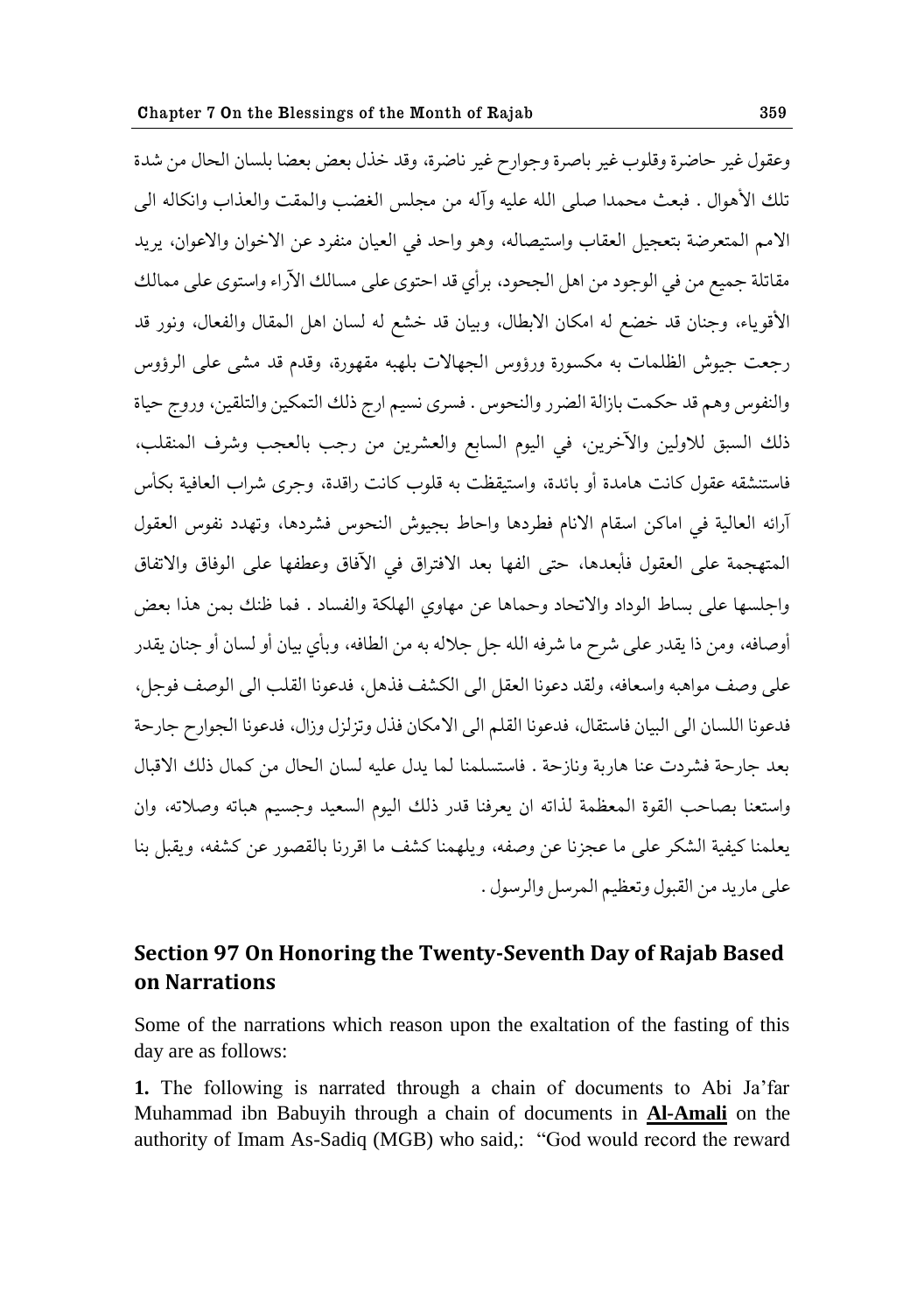وعقول غير حاضرة وقلوب غير باصرة وجوارح غير ناضرة، وقد خذل بعض بعضا بلسان الحال من شدة تلك الأهوال . فبعث محمدا صلى الله عليه وآله من مجلس الغضب والمقت والعذاب وانكاله الى الامم المتعرضة بتعجيل العقاب واستيصاله، وهو واحد في العيان منفرد عن الاخوان والاعوان، يريد مقاتلة جميع من في الوجود من اهل الجحود، برأي قد احتوى على مسالك الآراء واستوى على ممالك الأقوياء، وجنان قد خضع له امكان الابطال، وبيان قد خشع له لسان اهل المقال والفعال، ونور قد رجعت جيوش الظلمات به مكسورة ورؤوس الجهالات بلهبه مقهورة، وقدم قد مشى على الرؤوس والنفوس وهم قد حكمت بازالة الضرر والنحوس . فسرى نسيم ارج ذلك التمكين والتلقين، وروج حياة ذلك السبق للاولين والآخرين، في اليوم السابع والعشرين من رجب بالعجب وشرف المنقلب، فاستنشقه عقول كانت هامدة أو بائدة، واستيقظت به قلوب كانت راقدة، وجرى شراب العافية بكأس آرائه العالية في اماكن اسقام الانام فطردها واحاط بجيوش النحوس فشردها، وتهدد نفوس العقول المتهجمة على العقول فأبعدها، حتى الفها بعد الافتراق في الآفاق وعطفها على الوفاق والاتفاق واجلسها على بساط الوداد والاتحاد وحماها عن مهاوي الهلكة والفساد . فما ظنك بمن هذا بعض أوصافه، ومن ذا يقدر على شرح ما شرفه الله جل جلاله به من الطافه، وبأي بيان أو لسان أو جنان يقدر على وصف مواهبه واسعافه، ولقد دعونا العقل الى الكشف فذهل، فدعونا القلب الى الوصف فوجل، فدعونا اللسان الى البيان فاستقال، فدعونا القلم الى الامكان فذل وتزلزل وزال، فدعونا الجوارح جارحة بعد جارحة فشردت عنا هاربة ونازحة . فاستسلمنا لما يدل عليه لسان الحال من كمال ذلك الاقبال واستعنا بصاحب القوة المعظمة لذاته ان يعرفنا قدر ذلك اليوم السعيد وجسيم هباته وصلاته، وان يعلمنا كيفية الشكر على ما عجزنا عن وصفه، ويلهمنا كشف ما اقررنا بالقصور عن كشفه، ويقبل بنا على ماريد من القبول وتعظيم المرسل والرسول .

## Section 97 On Honoring the Twenty-Seventh Day of Rajab Based on Narrations

Some of the narrations which reason upon the exaltation of the fasting of this day are as follows:

**1.** The following is narrated through a chain of documents to Abi Ja'far Muhammad ibn Babuyih through a chain of documents in **Al-Amali** on the authority of Imam As-Sadiq (MGB) who said,: "God would record the reward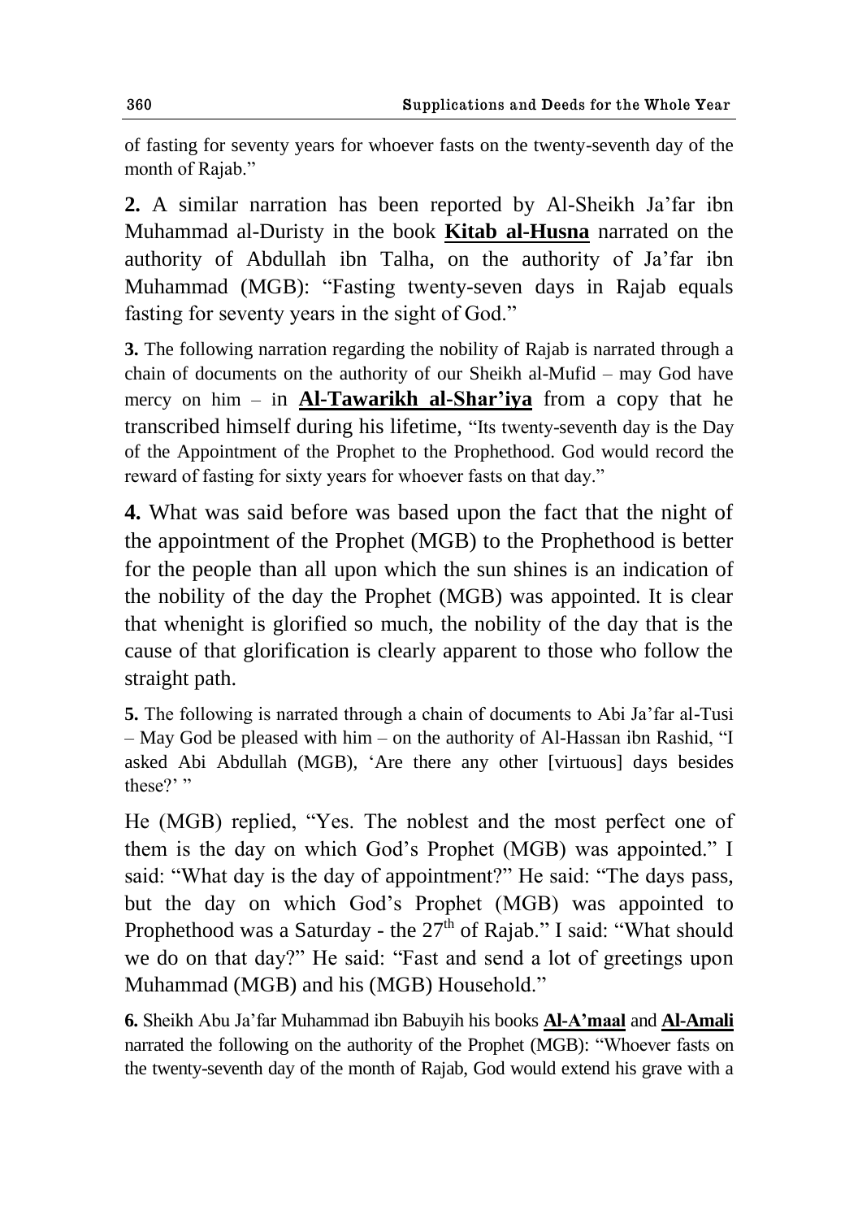of fasting for seventy years for whoever fasts on the twenty-seventh day of the month of Rajab."

**2.** A similar narration has been reported by Al-Sheikh Ja'far ibn Muhammad al-Duristy in the book **Kitab al-Husna** narrated on the authority of Abdullah ibn Talha, on the authority of Ja'far ibn Muhammad (MGB): "Fasting twenty-seven days in Rajab equals fasting for seventy years in the sight of God."

**3.** The following narration regarding the nobility of Rajab is narrated through a chain of documents on the authority of our Sheikh al-Mufid – may God have mercy on him – in **Al-Tawarikh al-Shar'iya** from a copy that he transcribed himself during his lifetime, "Its twenty-seventh day is the Day of the Appointment of the Prophet to the Prophethood. God would record the reward of fasting for sixty years for whoever fasts on that day."

**4.** What was said before was based upon the fact that the night of the appointment of the Prophet (MGB) to the Prophethood is better for the people than all upon which the sun shines is an indication of the nobility of the day the Prophet (MGB) was appointed. It is clear that whenight is glorified so much, the nobility of the day that is the cause of that glorification is clearly apparent to those who follow the straight path.

**5.** The following is narrated through a chain of documents to Abi Ja'far al-Tusi – May God be pleased with him – on the authority of Al-Hassan ibn Rashid, "I asked Abi Abdullah (MGB), 'Are there any other [virtuous] days besides these?' "

He (MGB) replied, "Yes. The noblest and the most perfect one of them is the day on which God's Prophet (MGB) was appointed." I said: "What day is the day of appointment?" He said: "The days pass, but the day on which God's Prophet (MGB) was appointed to Prophethood was a Saturday - the 27th of Rajab." I said: "What should we do on that day?" He said: "Fast and send a lot of greetings upon Muhammad (MGB) and his (MGB) Household."

**6.** Sheikh Abu Ja'far Muhammad ibn Babuyih his books **Al-A'maal** and **Al-Amali** narrated the following on the authority of the Prophet (MGB): "Whoever fasts on the twenty-seventh day of the month of Rajab, God would extend his grave with a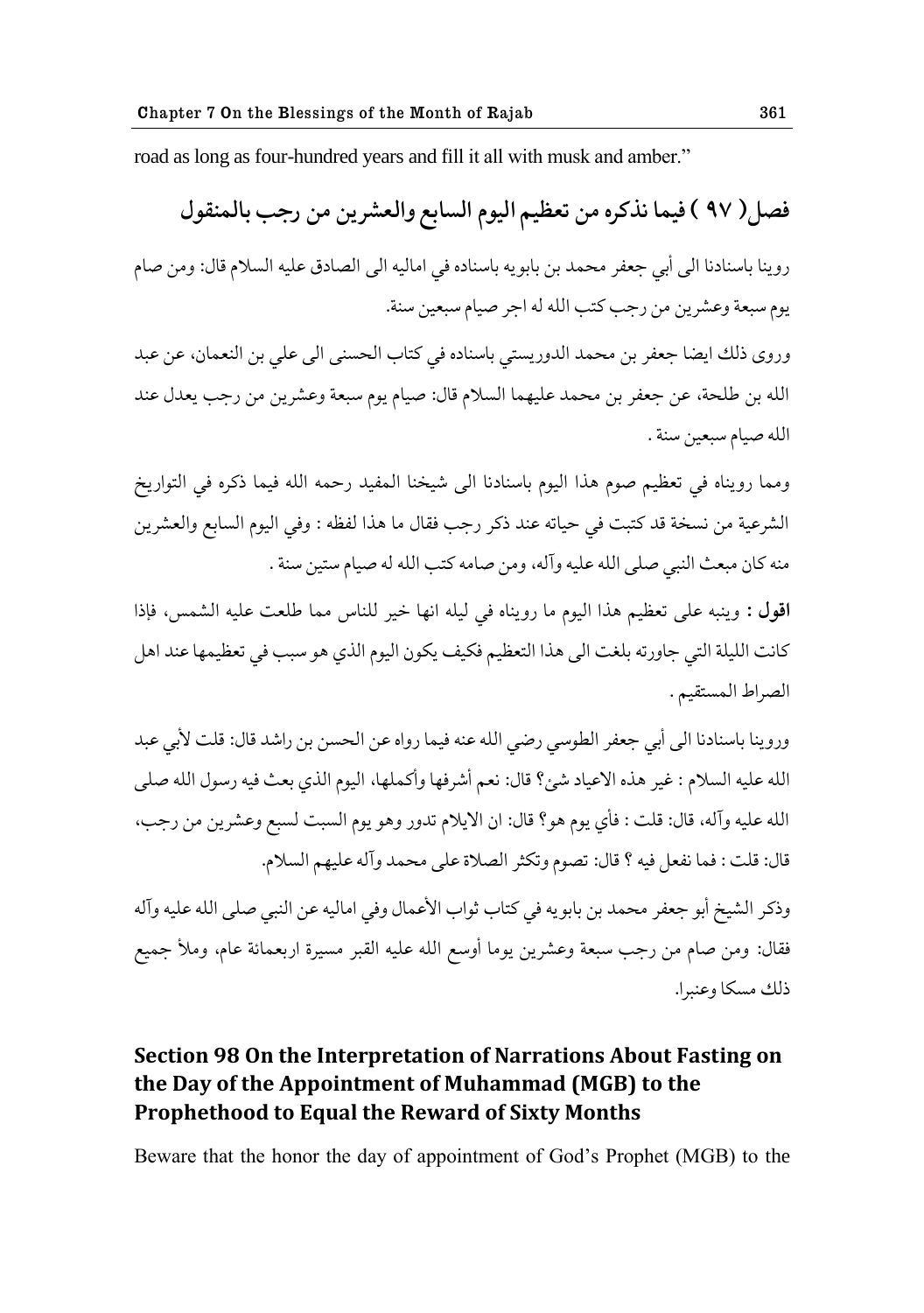road as long as four-hundred years and fill it all with musk and amber."

## فصل( ٩٧ ) فيما نذكره من تعظيم اليوم السابع والعشرين من رجب بالمنقول

روينا باسنادنا الى أبي جعفر محمد بن بابويه باسناده في اماليه الى الصادق عليه السلام قال: ومن صام يوم سبعة وعشرين من رجب كتب الله له اجر صيام سبعين سنة.

وروى ذلك ايضا جعفر بن محمد الدوريستي باسناده في كتاب الحسنى الى علي بن النعمان، عن عبد الله بن طلحة، عن جعفر بن محمد عليهما السلام قال: صيام يوم سبعة وعشرين من رجب يعدل عند الله صيام سبعين سنة .

ومما رويناه في تعظيم صوم هذا اليوم باسنادنا الى شيخنا المفيد رحمه الله فيما ذكره في التواريخ الشرعية من نسخة قد كتبت في حياته عند ذكر رجب فقال ما هذا لفظه : وفي اليوم السابع والعشرين منه كان مبعث النبي صلى الله عليه وآله، ومن صامه كتب الله له صيام ستين سنة .

**اقول :** وينبه على تعظيم هذا اليوم ما رويناه في ليله انها خير للناس مما طلعت عليه الشمس، فإذا كانت الليلة التي جاورته بلغت الى هذا التعظيم فكيف يكون اليوم الذي هو سبب في تعظيمها عند اهل الصراط المستقيم .

وروينا باسنادنا الى أبي جعفر الطوسي رضي الله عنه فيما رواه عن الحسن بن راشد قال: قلت لأبي عبد الله عليه السلام : غير هذه الاعياد شئ؟ قال: نعم أشرفها وأكملها، اليوم الذي بعث فيه رسول الله صلى الله عليه وآله، قال: قلت : فأي يوم هو؟ قال: ان الايام تدور وهو يوم السبت لسبع وعشرين من رجب، قال: قلت : فما نفعل فيه ؟ قال: تصوم وتكثر الصلاة على محمد وآله عليهم السلام.

وذكر الشيخ أبو جعفر محمد بن بابويه في كتاب ثواب الأعمال وفي اماليه عن النبي صلى الله عليه وآله فقال: ومن صام من رجب سبعة وعشرين يوما أوسع الله عليه القبر مسيرة اربعمائة عام، وملأ جميع ذلك مسكا وعنبرا.

## Section 98 On the Interpretation of Narrations About Fasting on the Day of the Appointment of Muhammad (MGB) to the Prophethood to Equal the Reward of Sixty Months

Beware that the honor the day of appointment of God's Prophet (MGB) to the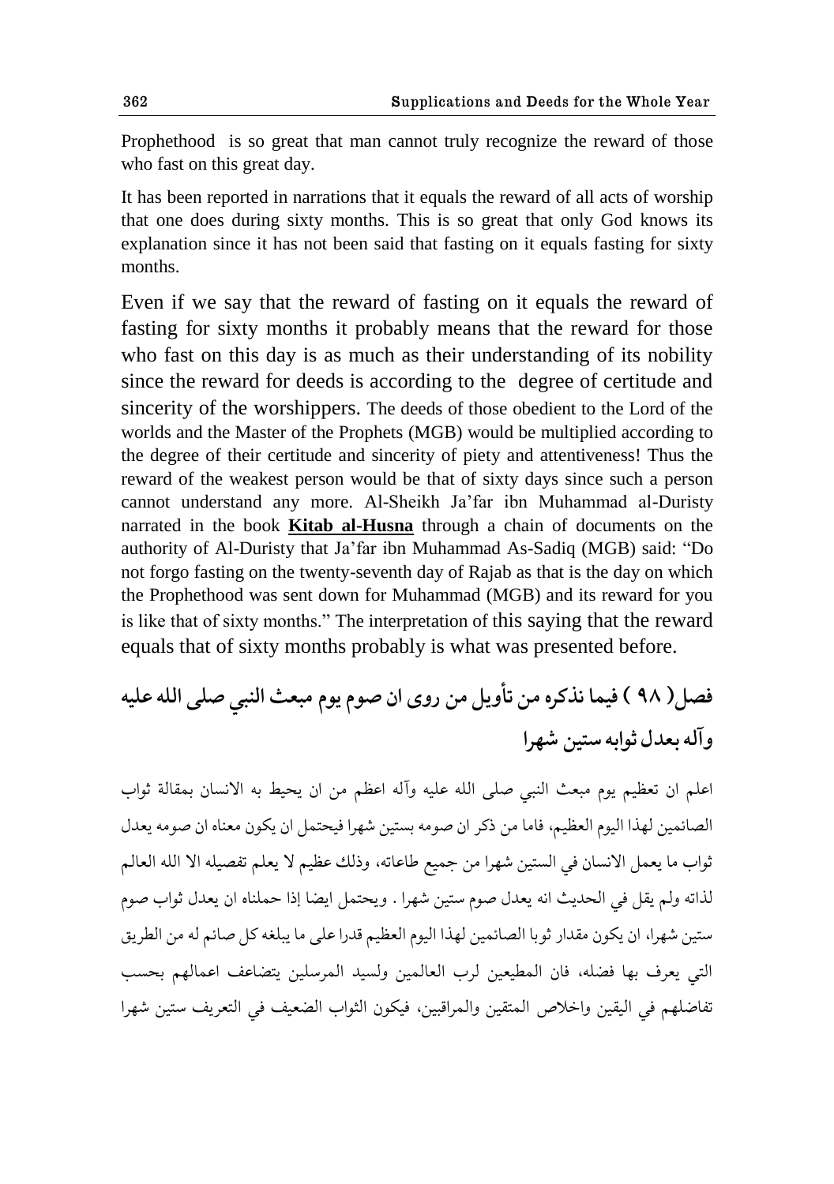Prophethood is so great that man cannot truly recognize the reward of those who fast on this great day.

It has been reported in narrations that it equals the reward of all acts of worship that one does during sixty months. This is so great that only God knows its explanation since it has not been said that fasting on it equals fasting for sixty months.

Even if we say that the reward of fasting on it equals the reward of fasting for sixty months it probably means that the reward for those who fast on this day is as much as their understanding of its nobility since the reward for deeds is according to the degree of certitude and sincerity of the worshippers. The deeds of those obedient to the Lord of the worlds and the Master of the Prophets (MGB) would be multiplied according to the degree of their certitude and sincerity of piety and attentiveness! Thus the reward of the weakest person would be that of sixty days since such a person cannot understand any more. Al-Sheikh Ja'far ibn Muhammad al-Duristy narrated in the book **Kitab al-Husna** through a chain of documents on the authority of Al-Duristy that Ja'far ibn Muhammad As-Sadiq (MGB) said: "Do not forgo fasting on the twenty-seventh day of Rajab as that is the day on which the Prophethood was sent down for Muhammad (MGB) and its reward for you is like that of sixty months." The interpretation of this saying that the reward equals that of sixty months probably is what was presented before.

## فصل ( ٩٨ ) فيما نذكره من تأويل من روى ان صوم يوم مبعث النبي صلى الله عليه وآله بعدل ثوابه ستين شهرا

اعلم ان تعظيم يوم مبعث النبي صلى الله عليه وآله اعظم من ان يحيط به الانسان بمقالة ثواب الصائمين لهذا اليوم العظيم، فاما من ذكر ان صومه بستين شهرا فيحتمل ان يكون معناه ان صومه يعدل ثواب ما يعمل الانسان في الستين شهرا من جميع طاعاته، وذلك عظيم لا يعلم تفصيله الا الله العالم لذاته ولم يقل في الحديث انه يعدل صوم ستين شهرا . ويحتمل ايضا إذا حملناه ان يعدل ثواب صوم ستين شهرا، ان يكون مقدار ثوبا الصائمين لهذا اليوم العظيم قدرا على ما يبلغه كل صائم له من الطريق التي يعرف بها فضله، فان المطيعين لرب العالمين ولسيد المرسلين يتضاعف اعمالهم بحسب تفاضلهم في اليقين واخلاص المتقين والمراقبين، فيكون الثواب الضعيف في التعريف ستين شهرا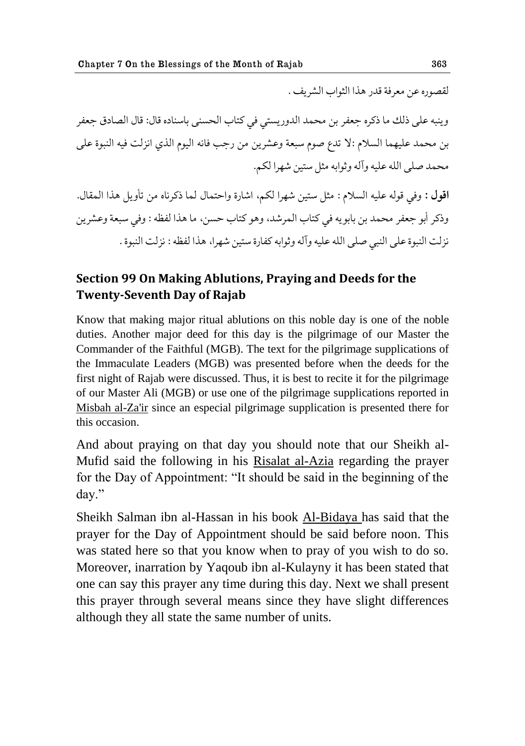لقصوره عن معرفة قدر هذا الثواب الشريف .

وينبه على ذلك ما ذكره جعفر بن محمد الدوريستي في كتاب الحسنى باسناده قال: قال الصادق جعفر بن محمد عليهما السلام :لا تدع صوم سبعة وعشرين من رجب فانه اليوم الذي انزلت فيه النبوة على محمد صلى الله عليه وآله وثوابه مثل ستين شهرا لكم.

**اقول :** وفي قوله عليه السلام : مثل ستين شهرا لكم، اشارة واحتمال لما ذكرناه من تأويل هذا المقال. وذكر أبو جعفر محمد بن بابويه في كتاب المرشد، وهو كتاب حسن، ما هذا لفظه : وفي سبعة وعشرين نزلت النبوة على النبي صلى الله عليه وآله وثوابه كفارة ستين شهرا، هذا لفظه : نزلت النبوة .

## Section 99 On Making Ablutions, Praying and Deeds for the Twenty-Seventh Day of Rajab

Know that making major ritual ablutions on this noble day is one of the noble duties. Another major deed for this day is the pilgrimage of our Master the Commander of the Faithful (MGB). The text for the pilgrimage supplications of the Immaculate Leaders (MGB) was presented before when the deeds for the first night of Rajab were discussed. Thus, it is best to recite it for the pilgrimage of our Master Ali (MGB) or use one of the pilgrimage supplications reported in Misbah al-Za'ir since an especial pilgrimage supplication is presented there for this occasion.

And about praying on that day you should note that our Sheikh al-Mufid said the following in his Risalat al-Azia regarding the prayer for the Day of Appointment: "It should be said in the beginning of the day."

Sheikh Salman ibn al-Hassan in his book Al-Bidaya has said that the prayer for the Day of Appointment should be said before noon. This was stated here so that you know when to pray of you wish to do so. Moreover, inarration by Yaqoub ibn al-Kulayny it has been stated that one can say this prayer any time during this day. Next we shall present this prayer through several means since they have slight differences although they all state the same number of units.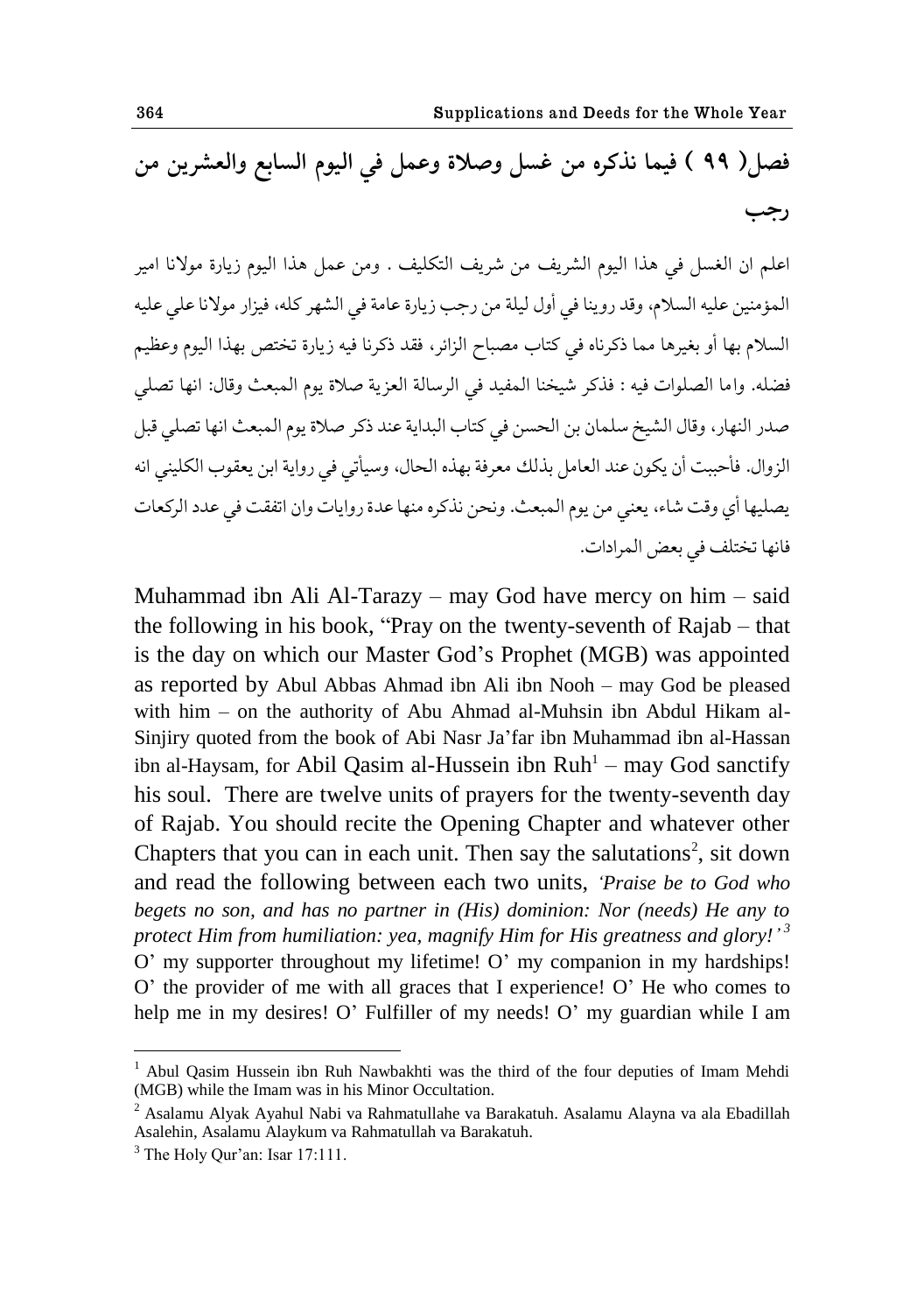## فصل( ٩٩ ) فيما نذكره من غسل وصلاة وعمل في اليوم السابع والعشرين من رجب

اعلم ان الغسل في هذا اليوم الشريف من شريف التكليف . ومن عمل هذا اليوم زيارة مولانا امير المؤمنين عليه السلام، وقد روينا في أول ليلة من رجب زيارة عامة في الشهر كله، فيزار مولانا علي عليه السلام بها أو بغيرها مما ذكرناه في كتاب مصباح الزائر، فقد ذكرنا فيه زيارة تختص بهذا اليوم وعظيم فضله. واما الصلوات فيه : فذكر شيخنا المفيد في الرسالة العزية صلاة يوم المبعث وقال: انها تصلي صدر النهار، وقال الشيخ سلمان بن الحسن في كتاب البداية عند ذكر صلاة يوم المبعث انها تصلي قبل الزوال. فأحببت أن يكون عند العامل بذلك معرفة بهذه الحال، وسيأتي في رواية ابن يعقوب الكليني انه يصليها أي وقت شاء، يعني من يوم المبعث. ونحن نذكره منها عدة روايات وان اتفقت في عدد الركعات فانها تختلف في بعض المرادات.

Muhammad ibn Ali Al-Tarazy – may God have mercy on him – said the following in his book, "Pray on the twenty-seventh of Rajab – that is the day on which our Master God's Prophet (MGB) was appointed as reported by Abul Abbas Ahmad ibn Ali ibn Nooh – may God be pleased with him – on the authority of Abu Ahmad al-Muhsin ibn Abdul Hikam al-Sinjiry quoted from the book of Abi Nasr Ja'far ibn Muhammad ibn al-Hassan ibn al-Haysam, for Abil Qasim al-Hussein ibn Ruh[1] – may God sanctify his soul. There are twelve units of prayers for the twenty-seventh day of Rajab. You should recite the Opening Chapter and whatever other Chapters that you can in each unit. Then say the salutations[2], sit down and read the following between each two units, *'Praise be to God who begets no son, and has no partner in (His) dominion: Nor (needs) He any to protect Him from humiliation: yea, magnify Him for His greatness and glory!'*[3] O' my supporter throughout my lifetime! O' my companion in my hardships! O' the provider of me with all graces that I experience! O' He who comes to help me in my desires! O' Fulfiller of my needs! O' my guardian while I am

---

[1] Abul Qasim Hussein ibn Ruh Nawbakhti was the third of the four deputies of Imam Mehdi (MGB) while the Imam was in his Minor Occultation.

[2] Asalamu Alyak Ayahul Nabi va Rahmatullahe va Barakatuh. Asalamu Alayna va ala Ebadillah Asalehin, Asalamu Alaykum va Rahmatullah va Barakatuh.

[3] The Holy Qur'an: Isar 17:111.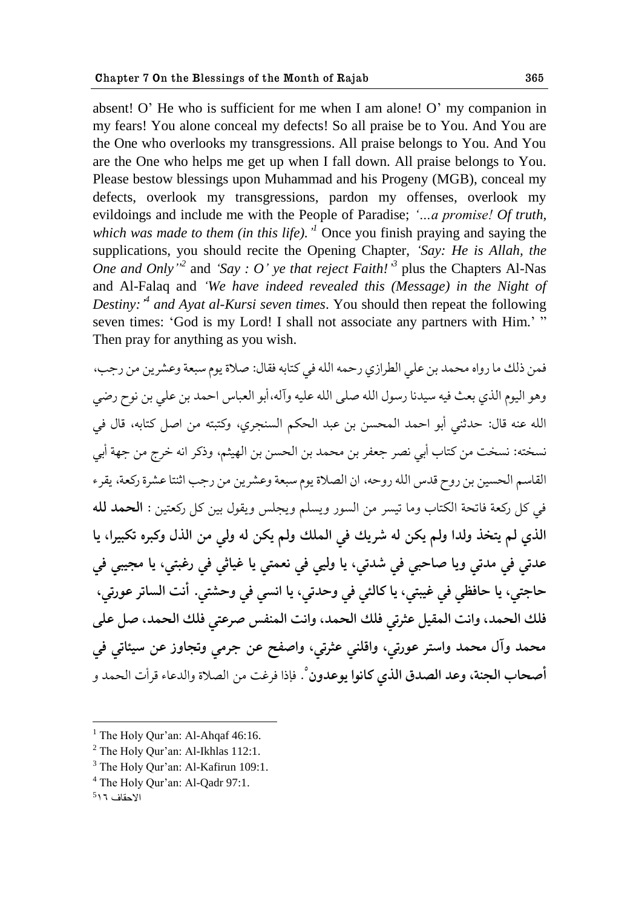absent! O' He who is sufficient for me when I am alone! O' my companion in my fears! You alone conceal my defects! So all praise be to You. And You are the One who overlooks my transgressions. All praise belongs to You. And You are the One who helps me get up when I fall down. All praise belongs to You. Please bestow blessings upon Muhammad and his Progeny (MGB), conceal my defects, overlook my transgressions, pardon my offenses, overlook my evildoings and include me with the People of Paradise; *'...a promise! Of truth, which was made to them (in this life).'*[1] Once you finish praying and saying the supplications, you should recite the Opening Chapter, *'Say: He is Allah, the One and Only'*[2] and *'Say : O' ye that reject Faith!'*[3] plus the Chapters Al-Nas and Al-Falaq and *'We have indeed revealed this (Message) in the Night of Destiny:'*[4] *and Ayat al-Kursi seven times*. You should then repeat the following seven times: 'God is my Lord! I shall not associate any partners with Him.' " Then pray for anything as you wish.

فمن ذلك ما رواه محمد بن علي الطرازي رحمه الله في كتابه فقال: صلاة يوم سبعة وعشرين من رجب، وهو اليوم الذي بعث فيه سيدنا رسول الله صلى الله عليه وآله،أبو العباس احمد بن علي بن نوح رضي الله عنه قال: حدثني أبو احمد المحسن بن عبد الحكم السنجري، وكتبته من اصل كتابه، قال في نسخته: نسخت من كتاب أبي نصر جعفر بن محمد بن الحسن بن الهيثم، وذكر انه خرج من جهة أبي القاسم الحسين بن روح قدس الله روحه، ان الصلاة يوم سبعة وعشرين من رجب اثنتا عشرة ركعة، يقرء في كل ركعة فاتحة الكتاب وما تيسر من السور ويسلم ويجلس ويقول بين كل ركعتين : **الحمد لله الذي لم يتخذ ولدا ولم يكن له شريك في الملك ولم يكن له ولي من الذل وكبره تكبيرا، يا عدتي في مدتي ويا صاحبي في شدتي، يا وليي في نعمتي يا غياثي في رغبتي، يا مجيبي في حاجتي، يا حافظي في غيبتي، يا كالئي في وحدتي، يا انسي في وحشتي. أنت الساتر عورتي، فلك الحمد، وانت المقيل عثرتي فلك الحمد، وانت المنفس صرعتي فلك الحمد، صل على محمد وآل محمد واستر عورتي، واقلني عثرتي، واصفح عن جرمي وتجاوز عن سيئاتي في أصحاب الجنة، وعد الصدق الذي كانوا يوعدون**[5]. فإذا فرغت من الصلاة والدعاء قرأت الحمد و

---

[1] The Holy Qur'an: Al-Ahqaf 46:16.

[2] The Holy Qur'an: Al-Ikhlas 112:1.

[3] The Holy Qur'an: Al-Kafirun 109:1.

[4] The Holy Qur'an: Al-Qadr 97:1.

[5] الاحقاف ١٦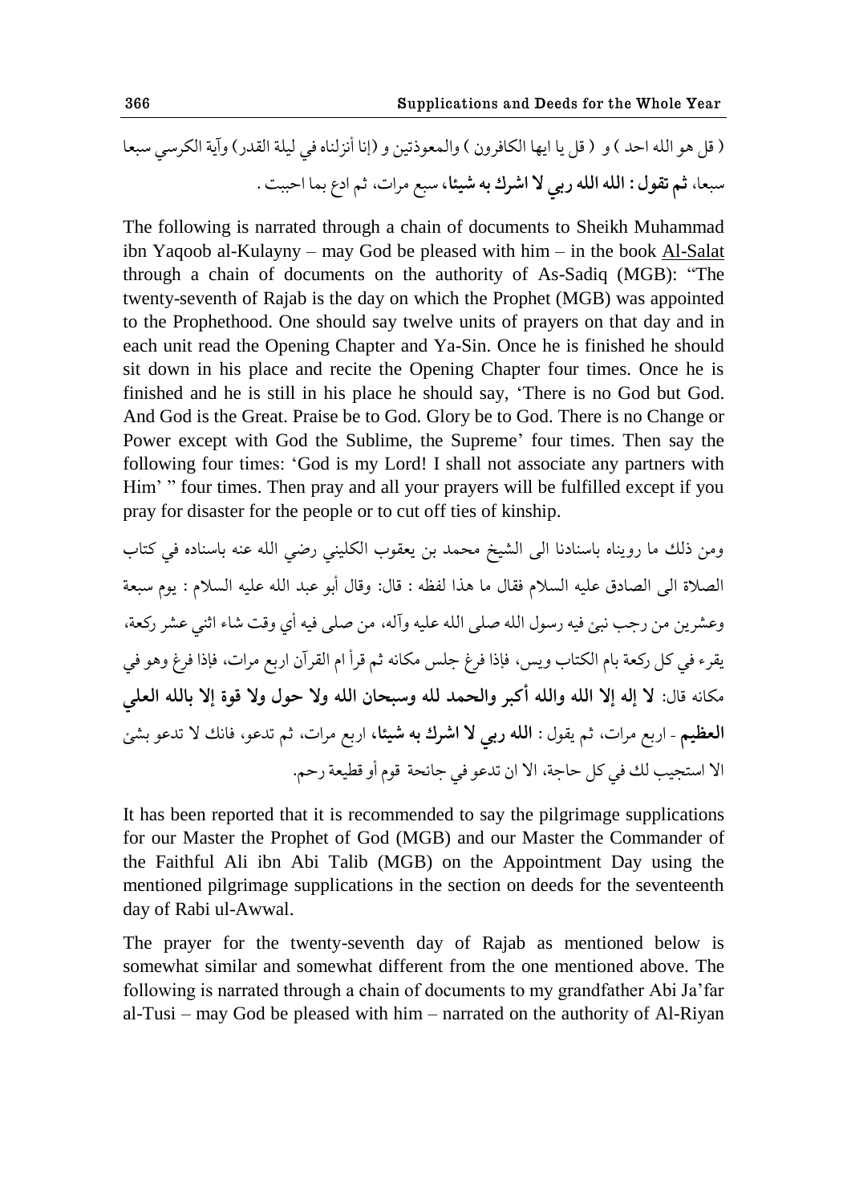( قل هو الله احد ) و ( قل يا ايها الكافرون ) والمعوذتين و (إنا أنزلناه في ليلة القدر) وآية الكرسي سبعا سبعا، **ثم تقول : الله الله ربي لا اشرك به شيئا،** سبع مرات، ثم ادع بما احببت .

The following is narrated through a chain of documents to Sheikh Muhammad ibn Yaqoob al-Kulayny – may God be pleased with him – in the book Al-Salat through a chain of documents on the authority of As-Sadiq (MGB): "The twenty-seventh of Rajab is the day on which the Prophet (MGB) was appointed to the Prophethood. One should say twelve units of prayers on that day and in each unit read the Opening Chapter and Ya-Sin. Once he is finished he should sit down in his place and recite the Opening Chapter four times. Once he is finished and he is still in his place he should say, 'There is no God but God. And God is the Great. Praise be to God. Glory be to God. There is no Change or Power except with God the Sublime, the Supreme' four times. Then say the following four times: 'God is my Lord! I shall not associate any partners with Him' " four times. Then pray and all your prayers will be fulfilled except if you pray for disaster for the people or to cut off ties of kinship.

ومن ذلك ما رويناه باسنادنا الى الشيخ محمد بن يعقوب الكليني رضي الله عنه باسناده في كتاب الصلاة الى الصادق عليه السلام فقال ما هذا لفظه : قال: وقال أبو عبد الله عليه السلام : يوم سبعة وعشرين من رجب نبئ فيه رسول الله صلى الله عليه وآله، من صلى فيه أي وقت شاء اثني عشر ركعة، يقرء في كل ركعة بام الكتاب ويس، فإذا فرغ جلس مكانه ثم قرأ ام القرآن اربع مرات، فإذا فرغ وهو في مكانه قال: **لا إله إلا الله والله أكبر والحمد لله وسبحان الله ولا حول ولا قوة إلا بالله العلي العظيم** - اربع مرات، ثم يقول : **الله ربي لا اشرك به شيئا،** اربع مرات، ثم تدعو، فانك لا تدعو بشئ الا استجيب لك في كل حاجة، الا ان تدعو في جائحة قوم أو قطيعة رحم.

It has been reported that it is recommended to say the pilgrimage supplications for our Master the Prophet of God (MGB) and our Master the Commander of the Faithful Ali ibn Abi Talib (MGB) on the Appointment Day using the mentioned pilgrimage supplications in the section on deeds for the seventeenth day of Rabi ul-Awwal.

The prayer for the twenty-seventh day of Rajab as mentioned below is somewhat similar and somewhat different from the one mentioned above. The following is narrated through a chain of documents to my grandfather Abi Ja'far al-Tusi – may God be pleased with him – narrated on the authority of Al-Riyan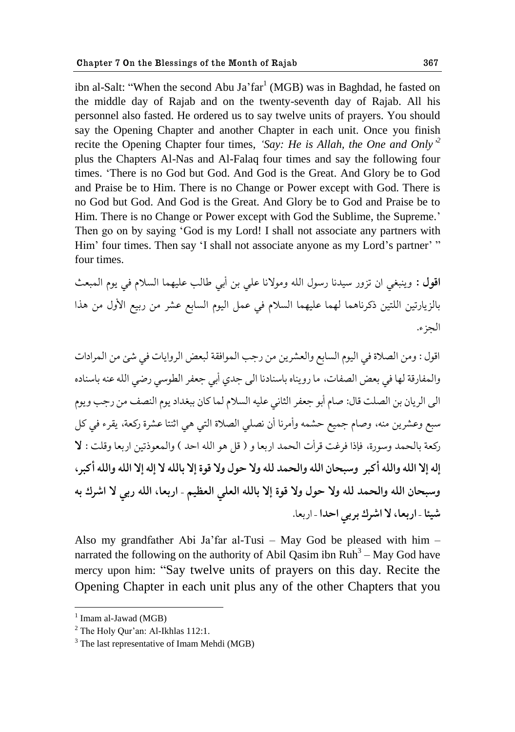ibn al-Salt: "When the second Abu Ja'far[1] (MGB) was in Baghdad, he fasted on the middle day of Rajab and on the twenty-seventh day of Rajab. All his personnel also fasted. He ordered us to say twelve units of prayers. You should say the Opening Chapter and another Chapter in each unit. Once you finish recite the Opening Chapter four times, *'Say: He is Allah, the One and Only'*[2] plus the Chapters Al-Nas and Al-Falaq four times and say the following four times. 'There is no God but God. And God is the Great. And Glory be to God and Praise be to Him. There is no Change or Power except with God. There is no God but God. And God is the Great. And Glory be to God and Praise be to Him. There is no Change or Power except with God the Sublime, the Supreme.' Then go on by saying 'God is my Lord! I shall not associate any partners with Him' four times. Then say 'I shall not associate anyone as my Lord's partner' " four times.

**اقول :** وينبغي ان تزور سيدنا رسول الله ومولانا علي بن أبي طالب عليهما السلام في يوم المبعث بالزيارتين اللتين ذكرناهما لهما عليهما السلام في عمل اليوم السابع عشر من ربيع الأول من هذا الجزء.

اقول : ومن الصلاة في اليوم السابع والعشرين من رجب الموافقة لبعض الروايات في شئ من المرادات والمفارقة لها في بعض الصفات، ما رويناه باسنادنا الى جدي أبي جعفر الطوسي رضي الله عنه باسناده الى الريان بن الصلت قال: صام أبو جعفر الثاني عليه السلام لما كان ببغداد يوم النصف من رجب ويوم سبع وعشرين منه، وصام جميع حشمه وأمرنا أن نصلي الصلاة التي هي اثنتا عشرة ركعة، يقرء في كل ركعة بالحمد وسورة، فإذا فرغت قرأت الحمد اربعا و ( قل هو الله احد ) والمعوذتين اربعا وقلت : **لا إله إلا الله والله أكبر وسبحان الله والحمد لله ولا حول ولا قوة إلا بالله لا إله إلا الله والله أكبر، وسبحان الله والحمد لله ولا حول ولا قوة إلا بالله العلي العظيم - اربعا، الله ربي لا اشرك به شيئا - اربعا، لا اشرك بربي احدا** - اربعا.

Also my grandfather Abi Ja'far al-Tusi – May God be pleased with him – narrated the following on the authority of Abil Qasim ibn Ruh[3] – May God have mercy upon him: "Say twelve units of prayers on this day. Recite the Opening Chapter in each unit plus any of the other Chapters that you

[1] Imam al-Jawad (MGB)

[2] The Holy Qur'an: Al-Ikhlas 112:1.

[3] The last representative of Imam Mehdi (MGB)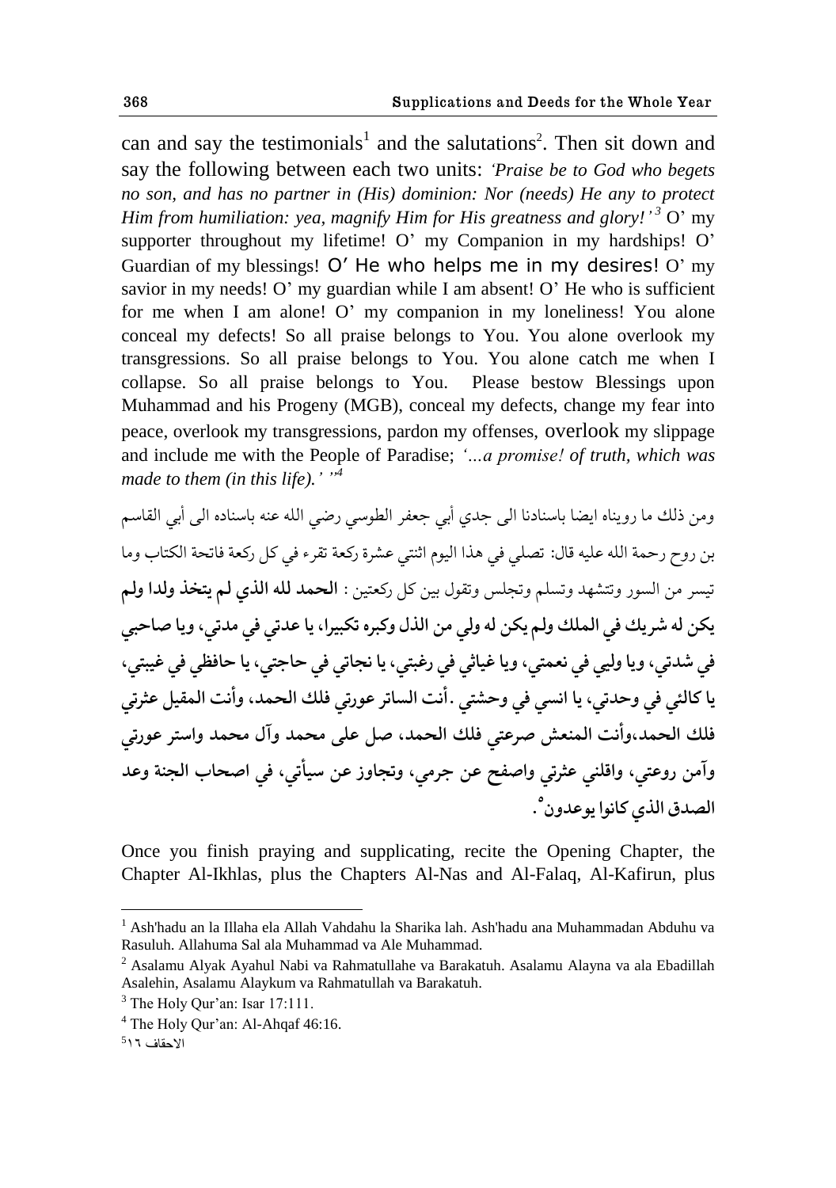can and say the testimonials[1] and the salutations[2]. Then sit down and say the following between each two units: *'Praise be to God who begets no son, and has no partner in (His) dominion: Nor (needs) He any to protect Him from humiliation: yea, magnify Him for His greatness and glory!'*[3] O' my supporter throughout my lifetime! O' my Companion in my hardships! O' Guardian of my blessings! O' He who helps me in my desires! O' my savior in my needs! O' my guardian while I am absent! O' He who is sufficient for me when I am alone! O' my companion in my loneliness! You alone conceal my defects! So all praise belongs to You. You alone overlook my transgressions. So all praise belongs to You. You alone catch me when I collapse. So all praise belongs to You. Please bestow Blessings upon Muhammad and his Progeny (MGB), conceal my defects, change my fear into peace, overlook my transgressions, pardon my offenses, overlook my slippage and include me with the People of Paradise; *'...a promise! of truth, which was made to them (in this life).' "*[4]

ومن ذلك ما رويناه ايضا باسنادنا الى جدي أبي جعفر الطوسي رضي الله عنه باسناده الى أبي القاسم بن روح رحمة الله عليه قال: تصلي في هذا اليوم اثنتي عشرة ركعة تقرء في كل ركعة فاتحة الكتاب وما تيسر من السور وتتشهد وتسلم وتجلس وتقول بين كل ركعتين : **الحمد لله الذي لم يتخذ ولدا ولم يكن له شريك في الملك ولم يكن له ولي من الذل وكبره تكبيرا، يا عدتي في مدتي، ويا صاحبي في شدتي، ويا وليي في نعمتي، ويا غياثي في رغبتي، يا نجاتي في حاجتي، يا حافظي في غيبتي، يا كالئي في وحدتي، يا انسي في وحشتي .أنت الساتر عورتي فلك الحمد، وأنت المقيل عثرتي فلك الحمد،وأنت المنعش صرعتي فلك الحمد، صل على محمد وآل محمد واستر عورتي وآمن روعتي، واقلني عثرتي واصفح عن جرمي، وتجاوز عن سيأتي، في اصحاب الجنة وعد الصدق الذي كانوا يوعدون**[5].

Once you finish praying and supplicating, recite the Opening Chapter, the Chapter Al-Ikhlas, plus the Chapters Al-Nas and Al-Falaq, Al-Kafirun, plus

---

[1] Ash'hadu an la Illaha ela Allah Vahdahu la Sharika lah. Ash'hadu ana Muhammadan Abduhu va Rasuluh. Allahuma Sal ala Muhammad va Ale Muhammad.

[2] Asalamu Alyak Ayahul Nabi va Rahmatullahe va Barakatuh. Asalamu Alayna va ala Ebadillah Asalehin, Asalamu Alaykum va Rahmatullah va Barakatuh.

[3] The Holy Qur'an: Isar 17:111.

[4] The Holy Qur'an: Al-Ahqaf 46:16.

[5] الاحقاف ١٦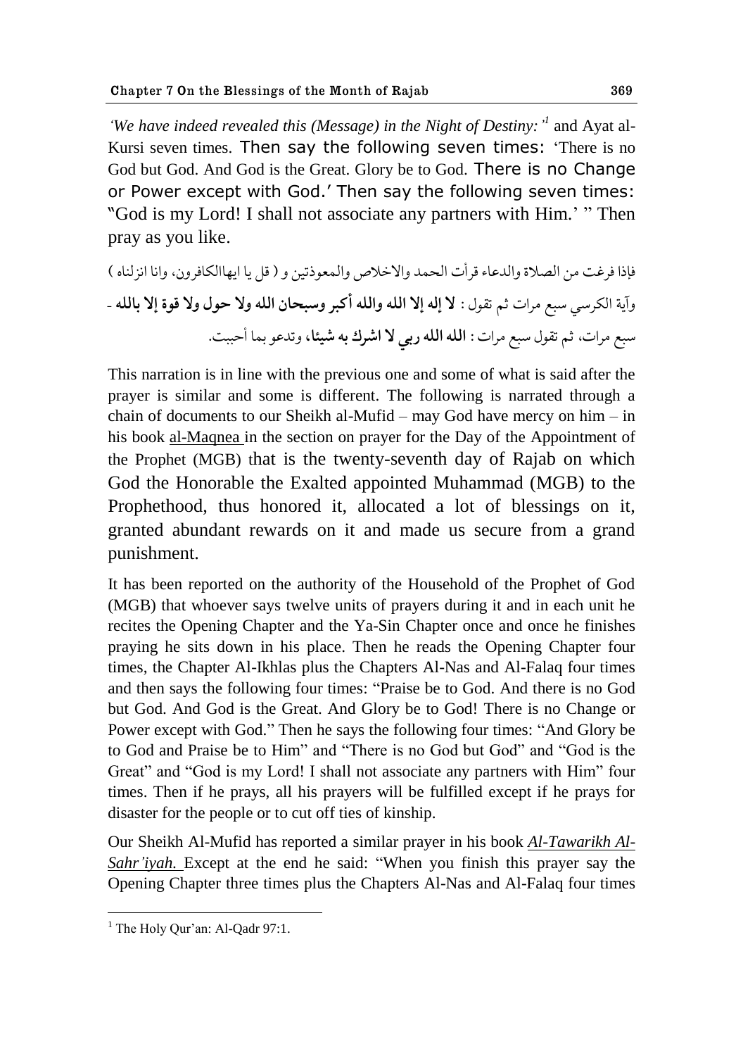*'We have indeed revealed this (Message) in the Night of Destiny:'*[1] and Ayat al-Kursi seven times. Then say the following seven times: 'There is no God but God. And God is the Great. Glory be to God. There is no Change or Power except with God.' Then say the following seven times: "God is my Lord! I shall not associate any partners with Him.' " Then pray as you like.

فإذا فرغت من الصلاة والدعاء قرأت الحمد والاخلاص والمعوذتين و ( قل يا ايهاالكافرون، وانا انزلناه ) وآية الكرسي سبع مرات ثم تقول : **لا إله إلا الله والله أكبر وسبحان الله ولا حول ولا قوة إلا بالله** - سبع مرات، ثم تقول سبع مرات : **الله الله ربي لا اشرك به شيئا**، وتدعو بما أحببت.

This narration is in line with the previous one and some of what is said after the prayer is similar and some is different. The following is narrated through a chain of documents to our Sheikh al-Mufid – may God have mercy on him – in his book <u>al-Maqnea</u> in the section on prayer for the Day of the Appointment of the Prophet (MGB) that is the twenty-seventh day of Rajab on which God the Honorable the Exalted appointed Muhammad (MGB) to the Prophethood, thus honored it, allocated a lot of blessings on it, granted abundant rewards on it and made us secure from a grand punishment.

It has been reported on the authority of the Household of the Prophet of God (MGB) that whoever says twelve units of prayers during it and in each unit he recites the Opening Chapter and the Ya-Sin Chapter once and once he finishes praying he sits down in his place. Then he reads the Opening Chapter four times, the Chapter Al-Ikhlas plus the Chapters Al-Nas and Al-Falaq four times and then says the following four times: "Praise be to God. And there is no God but God. And God is the Great. And Glory be to God! There is no Change or Power except with God." Then he says the following four times: "And Glory be to God and Praise be to Him" and "There is no God but God" and "God is the Great" and "God is my Lord! I shall not associate any partners with Him" four times. Then if he prays, all his prayers will be fulfilled except if he prays for disaster for the people or to cut off ties of kinship.

Our Sheikh Al-Mufid has reported a similar prayer in his book <u>*Al-Tawarikh Al-Sahr'iyah.*</u> Except at the end he said: "When you finish this prayer say the Opening Chapter three times plus the Chapters Al-Nas and Al-Falaq four times

---

[1] The Holy Qur'an: Al-Qadr 97:1.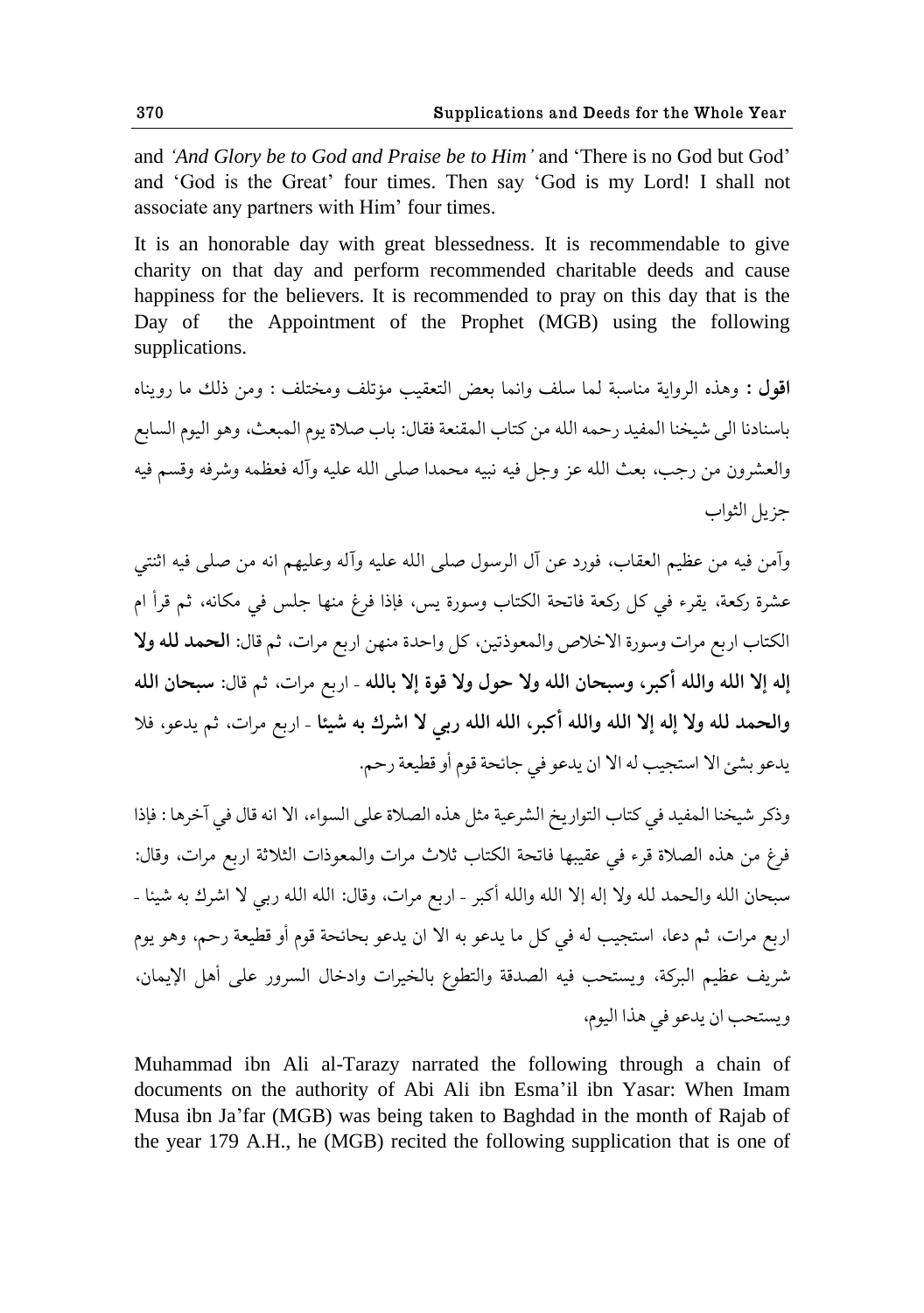and *'And Glory be to God and Praise be to Him'* and 'There is no God but God' and 'God is the Great' four times. Then say 'God is my Lord! I shall not associate any partners with Him' four times.

It is an honorable day with great blessedness. It is recommendable to give charity on that day and perform recommended charitable deeds and cause happiness for the believers. It is recommended to pray on this day that is the Day of the Appointment of the Prophet (MGB) using the following supplications.

**اقول :** وهذه الرواية مناسبة لما سلف وانما بعض التعقيب مؤتلف ومختلف : ومن ذلك ما رويناه باسنادنا الى شيخنا المفيد رحمه الله من كتاب المقنعة فقال: باب صلاة يوم المبعث، وهو اليوم السابع والعشرون من رجب، بعث الله عز وجل فيه نبيه محمدا صلى الله عليه وآله فعظمه وشرفه وقسم فيه جزيل الثواب

وآمن فيه من عظيم العقاب، فورد عن آل الرسول صلى الله عليه وآله وعليهم انه من صلى فيه اثنتي عشرة ركعة، يقرء في كل ركعة فاتحة الكتاب وسورة يس، فإذا فرغ منها جلس في مكانه، ثم قرأ ام الكتاب اربع مرات وسورة الاخلاص والمعوذتين، كل واحدة منهن اربع مرات، ثم قال: **الحمد لله ولا إله إلا الله والله أكبر، وسبحان الله ولا حول ولا قوة إلا بالله** - اربع مرات، ثم قال: **سبحان الله والحمد لله ولا إله إلا الله والله أكبر، الله الله ربي لا اشرك به شيئا** - اربع مرات، ثم يدعو، فلا يدعو بشئ الا استجيب له الا ان يدعو في جائحة قوم أو قطيعة رحم.

وذكر شيخنا المفيد في كتاب التواريخ الشرعية مثل هذه الصلاة على السواء، الا انه قال في آخرها : فإذا فرغ من هذه الصلاة قرء في عقيبها فاتحة الكتاب ثلاث مرات والمعوذات الثلاثة اربع مرات، وقال: سبحان الله والحمد لله ولا إله إلا الله والله أكبر - اربع مرات، وقال: الله الله ربي لا اشرك به شيئا - اربع مرات، ثم دعا، استجيب له في كل ما يدعو به الا ان يدعو بجائحة قوم أو قطيعة رحم، وهو يوم شريف عظيم البركة، ويستحب فيه الصدقة والتطوع بالخيرات وادخال السرور على أهل الإيمان، ويستحب ان يدعو في هذا اليوم،

Muhammad ibn Ali al-Tarazy narrated the following through a chain of documents on the authority of Abi Ali ibn Esma'il ibn Yasar: When Imam Musa ibn Ja'far (MGB) was being taken to Baghdad in the month of Rajab of the year 179 A.H., he (MGB) recited the following supplication that is one of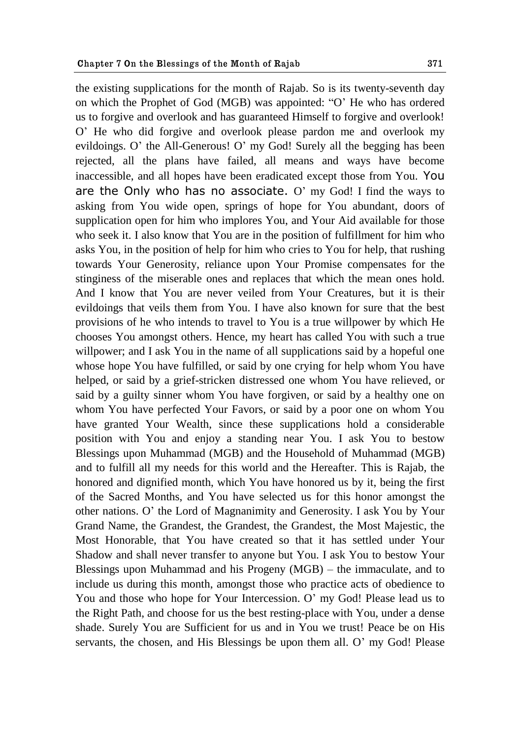the existing supplications for the month of Rajab. So is its twenty-seventh day on which the Prophet of God (MGB) was appointed: "O' He who has ordered us to forgive and overlook and has guaranteed Himself to forgive and overlook! O' He who did forgive and overlook please pardon me and overlook my evildoings. O' the All-Generous! O' my God! Surely all the begging has been rejected, all the plans have failed, all means and ways have become inaccessible, and all hopes have been eradicated except those from You. You are the Only who has no associate. O' my God! I find the ways to asking from You wide open, springs of hope for You abundant, doors of supplication open for him who implores You, and Your Aid available for those who seek it. I also know that You are in the position of fulfillment for him who asks You, in the position of help for him who cries to You for help, that rushing towards Your Generosity, reliance upon Your Promise compensates for the stinginess of the miserable ones and replaces that which the mean ones hold. And I know that You are never veiled from Your Creatures, but it is their evildoings that veils them from You. I have also known for sure that the best provisions of he who intends to travel to You is a true willpower by which He chooses You amongst others. Hence, my heart has called You with such a true willpower; and I ask You in the name of all supplications said by a hopeful one whose hope You have fulfilled, or said by one crying for help whom You have helped, or said by a grief-stricken distressed one whom You have relieved, or said by a guilty sinner whom You have forgiven, or said by a healthy one on whom You have perfected Your Favors, or said by a poor one on whom You have granted Your Wealth, since these supplications hold a considerable position with You and enjoy a standing near You. I ask You to bestow Blessings upon Muhammad (MGB) and the Household of Muhammad (MGB) and to fulfill all my needs for this world and the Hereafter. This is Rajab, the honored and dignified month, which You have honored us by it, being the first of the Sacred Months, and You have selected us for this honor amongst the other nations. O' the Lord of Magnanimity and Generosity. I ask You by Your Grand Name, the Grandest, the Grandest, the Grandest, the Most Majestic, the Most Honorable, that You have created so that it has settled under Your Shadow and shall never transfer to anyone but You. I ask You to bestow Your Blessings upon Muhammad and his Progeny (MGB) – the immaculate, and to include us during this month, amongst those who practice acts of obedience to You and those who hope for Your Intercession. O' my God! Please lead us to the Right Path, and choose for us the best resting-place with You, under a dense shade. Surely You are Sufficient for us and in You we trust! Peace be on His servants, the chosen, and His Blessings be upon them all. O' my God! Please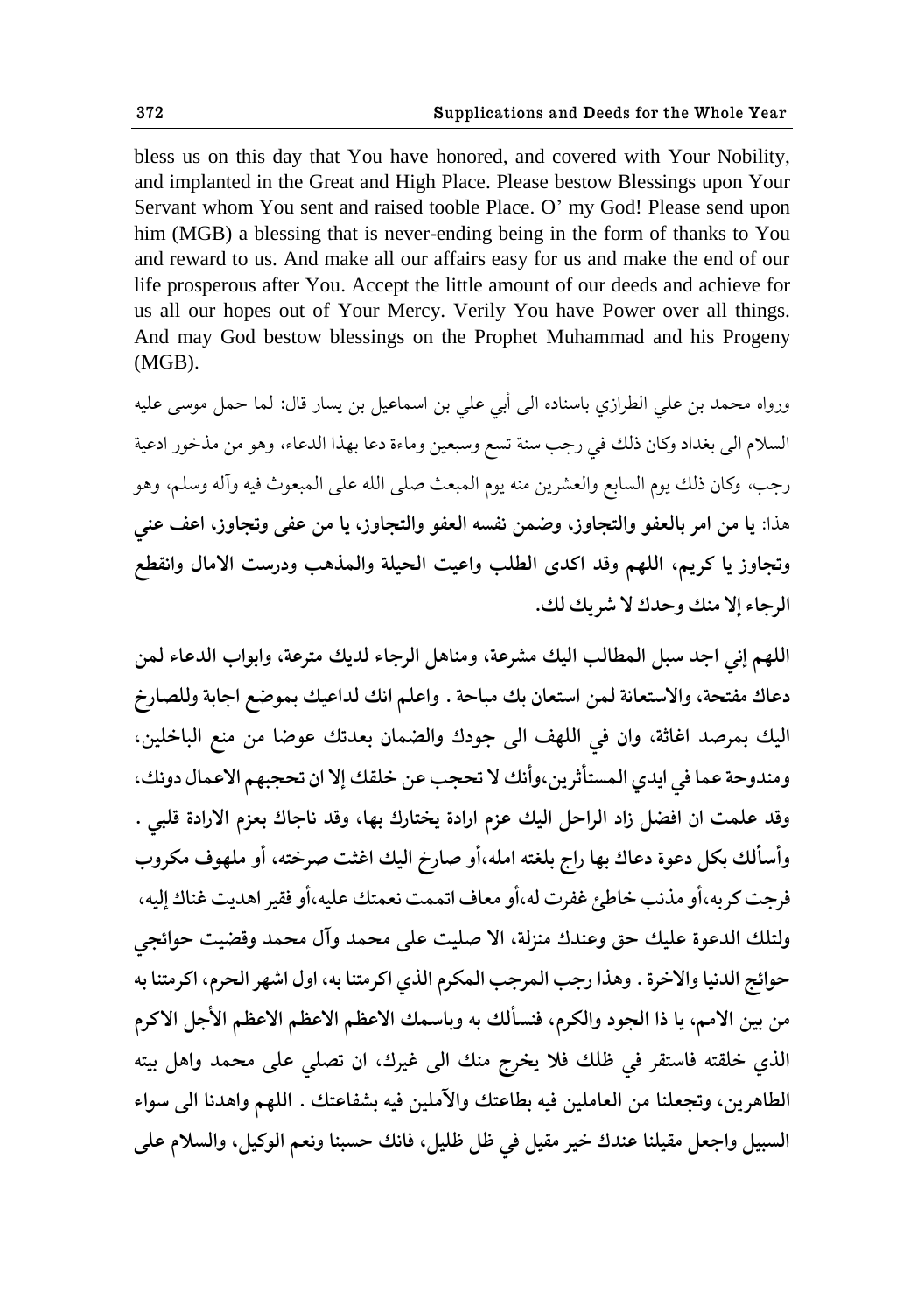bless us on this day that You have honored, and covered with Your Nobility, and implanted in the Great and High Place. Please bestow Blessings upon Your Servant whom You sent and raised tooble Place. O' my God! Please send upon him (MGB) a blessing that is never-ending being in the form of thanks to You and reward to us. And make all our affairs easy for us and make the end of our life prosperous after You. Accept the little amount of our deeds and achieve for us all our hopes out of Your Mercy. Verily You have Power over all things. And may God bestow blessings on the Prophet Muhammad and his Progeny (MGB).

ورواه محمد بن علي الطرازي باسناده الى أبي علي بن اسماعيل بن يسار قال: لما حمل موسى عليه السلام الى بغداد وكان ذلك في رجب سنة تسع وسبعين وماءة دعا بهذا الدعاء، وهو من مذخور ادعية رجب، وكان ذلك يوم السابع والعشرين منه يوم المبعث صلى الله على المبعوث فيه وآله وسلم، وهو هذا: **يا من امر بالعفو والتجاوز، وضمن نفسه العفو والتجاوز، يا من عفى وتجاوز، اعف عني وتجاوز يا كريم، اللهم وقد اكدى الطلب واعيت الحيلة والمذهب ودرست الامال وانقطع الرجاء إلا منك وحدك لا شريك لك.**

**اللهم إني اجد سبل المطالب اليك مشرعة، ومناهل الرجاء لديك مترعة، وابواب الدعاء لمن دعاك مفتحة، والاستعانة لمن استعان بك مباحة . واعلم انك لداعيك بموضع اجابة وللصارخ اليك بمرصد اغاثة، وان في اللهف الى جودك والضمان بعدتك عوضا من منع الباخلين، ومندوحة عما في ايدي المستأثرين،وأنك لا تحجب عن خلقك إلا ان تحجبهم الاعمال دونك، وقد علمت ان افضل زاد الراحل اليك عزم ارادة يختارك بها، وقد ناجاك بعزم الارادة قلبي . وأسألك بكل دعوة دعاك بها راج بلغته امله،أو صارخ اليك اغثت صرخته، أو ملهوف مكروب فرجت كربه،أو مذنب خاطئ غفرت له،أو معاف اتممت نعمتك عليه،أو فقير اهديت غناك إليه، ولتلك الدعوة عليك حق وعندك منزلة، الا صليت على محمد وآل محمد وقضيت حوائجي حوائج الدنيا والاخرة . وهذا رجب المرجب المكرم الذي اكرمتنا به، اول اشهر الحرم، اكرمتنا به من بين الامم، يا ذا الجود والكرم، فنسألك به وباسمك الاعظم الاعظم الاعظم الأجل الاكرم الذي خلقته فاستقر في ظلك فلا يخرج منك الى غيرك، ان تصلي على محمد واهل بيته الطاهرين، وتجعلنا من العاملين فيه بطاعتك والآملين فيه بشفاعتك . اللهم واهدنا الى سواء السبيل واجعل مقيلنا عندك خير مقيل في ظل ظليل، فانك حسبنا ونعم الوكيل، والسلام على**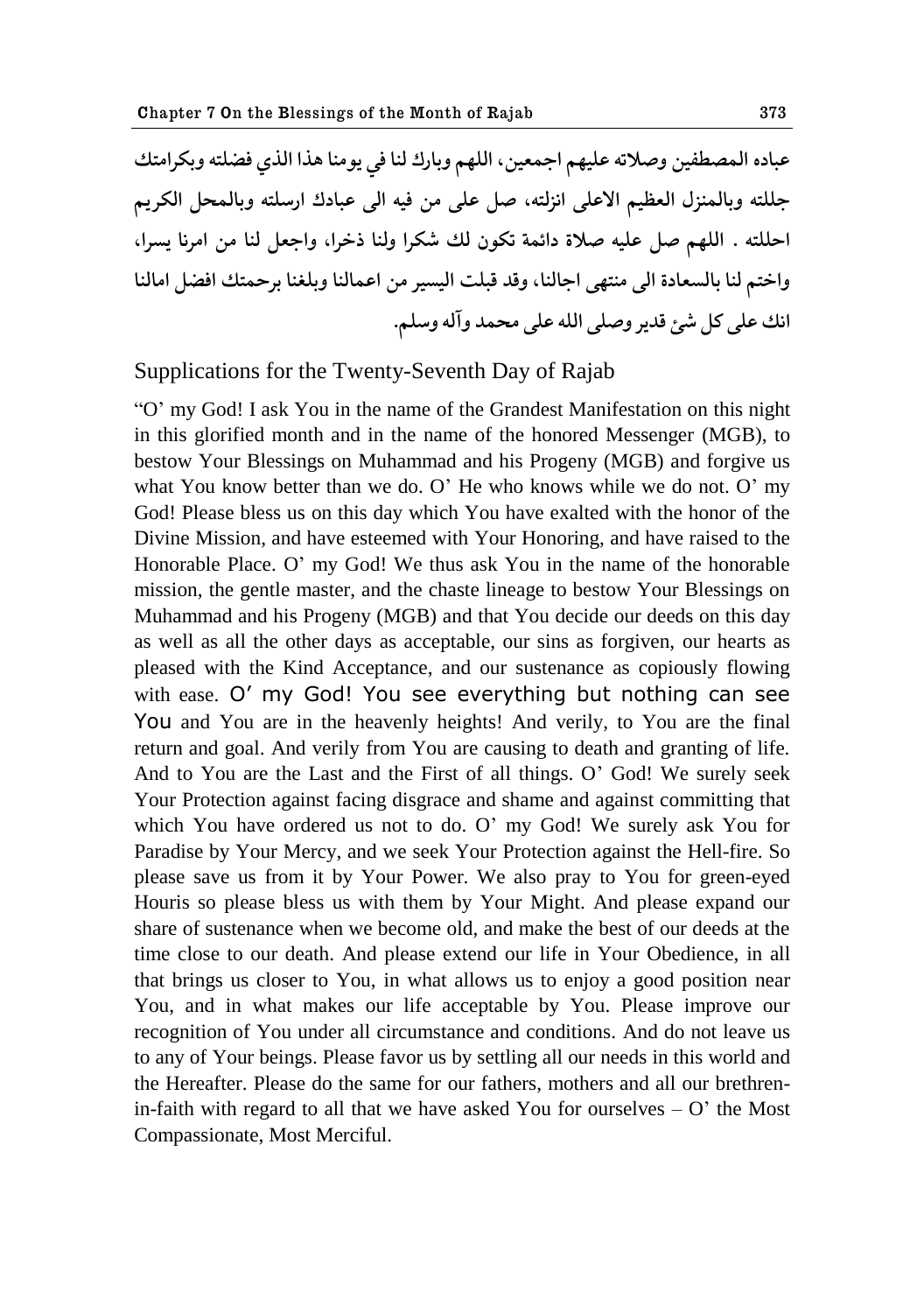عباده المصطفين وصلاته عليهم اجمعين، اللهم وبارك لنا في يومنا هذا الذي فضلته وبكرامتك جللته وبالمنزل العظيم الاعلى انزلته، صل على من فيه الى عبادك ارسلته وبالمحل الكريم احللته . اللهم صل عليه صلاة دائمة تكون لك شكرا ولنا ذخرا، واجعل لنا من امرنا يسرا، واختم لنا بالسعادة الى منتهى اجالنا، وقد قبلت اليسير من اعمالنا وبلغنا برحمتك افضل امالنا انك على كل شئ قدير وصلى الله على محمد وآله وسلم.

## Supplications for the Twenty-Seventh Day of Rajab

"O' my God! I ask You in the name of the Grandest Manifestation on this night in this glorified month and in the name of the honored Messenger (MGB), to bestow Your Blessings on Muhammad and his Progeny (MGB) and forgive us what You know better than we do. O' He who knows while we do not. O' my God! Please bless us on this day which You have exalted with the honor of the Divine Mission, and have esteemed with Your Honoring, and have raised to the Honorable Place. O' my God! We thus ask You in the name of the honorable mission, the gentle master, and the chaste lineage to bestow Your Blessings on Muhammad and his Progeny (MGB) and that You decide our deeds on this day as well as all the other days as acceptable, our sins as forgiven, our hearts as pleased with the Kind Acceptance, and our sustenance as copiously flowing with ease. O' my God! You see everything but nothing can see You and You are in the heavenly heights! And verily, to You are the final return and goal. And verily from You are causing to death and granting of life. And to You are the Last and the First of all things. O' God! We surely seek Your Protection against facing disgrace and shame and against committing that which You have ordered us not to do. O' my God! We surely ask You for Paradise by Your Mercy, and we seek Your Protection against the Hell-fire. So please save us from it by Your Power. We also pray to You for green-eyed Houris so please bless us with them by Your Might. And please expand our share of sustenance when we become old, and make the best of our deeds at the time close to our death. And please extend our life in Your Obedience, in all that brings us closer to You, in what allows us to enjoy a good position near You, and in what makes our life acceptable by You. Please improve our recognition of You under all circumstance and conditions. And do not leave us to any of Your beings. Please favor us by settling all our needs in this world and the Hereafter. Please do the same for our fathers, mothers and all our brethren-in-faith with regard to all that we have asked You for ourselves – O' the Most Compassionate, Most Merciful.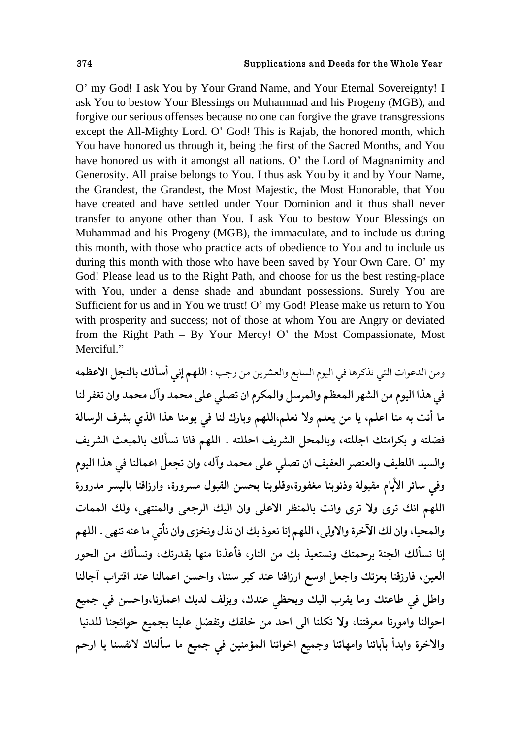O' my God! I ask You by Your Grand Name, and Your Eternal Sovereignty! I ask You to bestow Your Blessings on Muhammad and his Progeny (MGB), and forgive our serious offenses because no one can forgive the grave transgressions except the All-Mighty Lord. O' God! This is Rajab, the honored month, which You have honored us through it, being the first of the Sacred Months, and You have honored us with it amongst all nations. O' the Lord of Magnanimity and Generosity. All praise belongs to You. I thus ask You by it and by Your Name, the Grandest, the Grandest, the Most Majestic, the Most Honorable, that You have created and have settled under Your Dominion and it thus shall never transfer to anyone other than You. I ask You to bestow Your Blessings on Muhammad and his Progeny (MGB), the immaculate, and to include us during this month, with those who practice acts of obedience to You and to include us during this month with those who have been saved by Your Own Care. O' my God! Please lead us to the Right Path, and choose for us the best resting-place with You, under a dense shade and abundant possessions. Surely You are Sufficient for us and in You we trust! O' my God! Please make us return to You with prosperity and success; not of those at whom You are Angry or deviated from the Right Path – By Your Mercy! O' the Most Compassionate, Most Merciful."

ومن الدعوات التي نذكرها في اليوم السابع والعشرين من رجب : **اللهم إني أسألك بالنجل الاعظمه في هذا اليوم من الشهر المعظم والمرسل والمكرم ان تصلي على محمد وآل محمد وان تغفر لنا ما أنت به منا اعلم، يا من يعلم ولا نعلم،اللهم وبارك لنا في يومنا هذا الذي بشرف الرسالة فضلته و بكرامتك اجللته، وبالمحل الشريف احللته . اللهم فانا نسألك بالمبعث الشريف والسيد اللطيف والعنصر العفيف ان تصلي على محمد وآله، وان تجعل اعمالنا في هذا اليوم وفي سائر الأيام مقبولة وذنوبنا مغفورة،وقلوبنا بحسن القبول مسرورة، وارزاقنا باليسر مدرورة اللهم انك ترى وانت بالمنظر الاعلى وان اليك الرجعى والمنتهى، ولك الممات والمحيا، وان لك الآخرة والاولى، اللهم إنا نعوذ بك ان نذل ونخزى وان نأتي ما عنه تنهى . اللهم إنا نسألك الجنة برحمتك ونستعيذ بك من النار، فأعذنا منها بقدرتك، ونسألك من الحور العين، فارزقنا بعزتك واجعل اوسع ارزاقنا عند كبر سننا، واحسن اعمالنا عند اقتراب آجالنا واطل في طاعتك وما يقرب اليك ويحظي عندك، ويزلف لديك اعمارنا،واحسن في جميع احوالنا وامورنا معرفتنا، ولا تكلنا الى احد من خلقك وتفضل علينا بجميع حوائجنا للدنيا والاخرة وابدأ بآبائنا وامهاتنا وجميع اخواننا المؤمنين في جميع ما سألناك لانفسنا يا ارحم**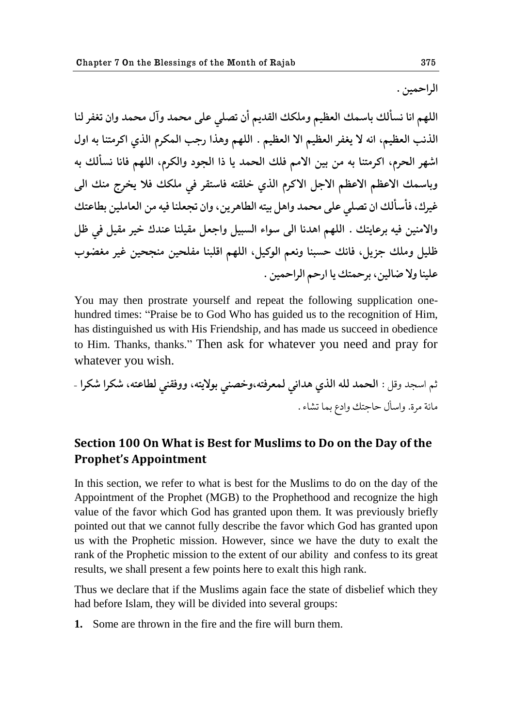الراحمين .

اللهم انا نسألك باسمك العظيم وملكك القديم أن تصلي على محمد وآل محمد وان تغفر لنا الذنب العظيم، انه لا يغفر العظيم الا العظيم . اللهم وهذا رجب المكرم الذي اكرمتنا به اول اشهر الحرم، اكرمتنا به من بين الامم فلك الحمد يا ذا الجود والكرم، اللهم فانا نسألك به وباسمك الاعظم الاعظم الاجل الاكرم الذي خلقته فاستقر في ملكك فلا يخرج منك الى غيرك، فأسألك ان تصلي على محمد واهل بيته الطاهرين، وان تجعلنا فيه من العاملين بطاعتك والامنين فيه برعايتك . اللهم اهدنا الى سواء السبيل واجعل مقيلنا عندك خير مقيل في ظل ظليل وملك جزيل، فانك حسبنا ونعم الوكيل، اللهم اقلبنا مفلحين منجحين غير مغضوب علينا ولا ضالين، برحمتك يا ارحم الراحمين .

You may then prostrate yourself and repeat the following supplication one-hundred times: "Praise be to God Who has guided us to the recognition of Him, has distinguished us with His Friendship, and has made us succeed in obedience to Him. Thanks, thanks." Then ask for whatever you need and pray for whatever you wish.

ثم اسجد وقل : **الحمد لله الذي هداني لمعرفته،وخصني بولايته، ووفقني لطاعته، شكرا شكرا** - مائة مرة. واسأل حاجتك وادع بما تشاء .

## Section 100 On What is Best for Muslims to Do on the Day of the Prophet's Appointment

In this section, we refer to what is best for the Muslims to do on the day of the Appointment of the Prophet (MGB) to the Prophethood and recognize the high value of the favor which God has granted upon them. It was previously briefly pointed out that we cannot fully describe the favor which God has granted upon us with the Prophetic mission. However, since we have the duty to exalt the rank of the Prophetic mission to the extent of our ability and confess to its great results, we shall present a few points here to exalt this high rank.

Thus we declare that if the Muslims again face the state of disbelief which they had before Islam, they will be divided into several groups:

1. Some are thrown in the fire and the fire will burn them.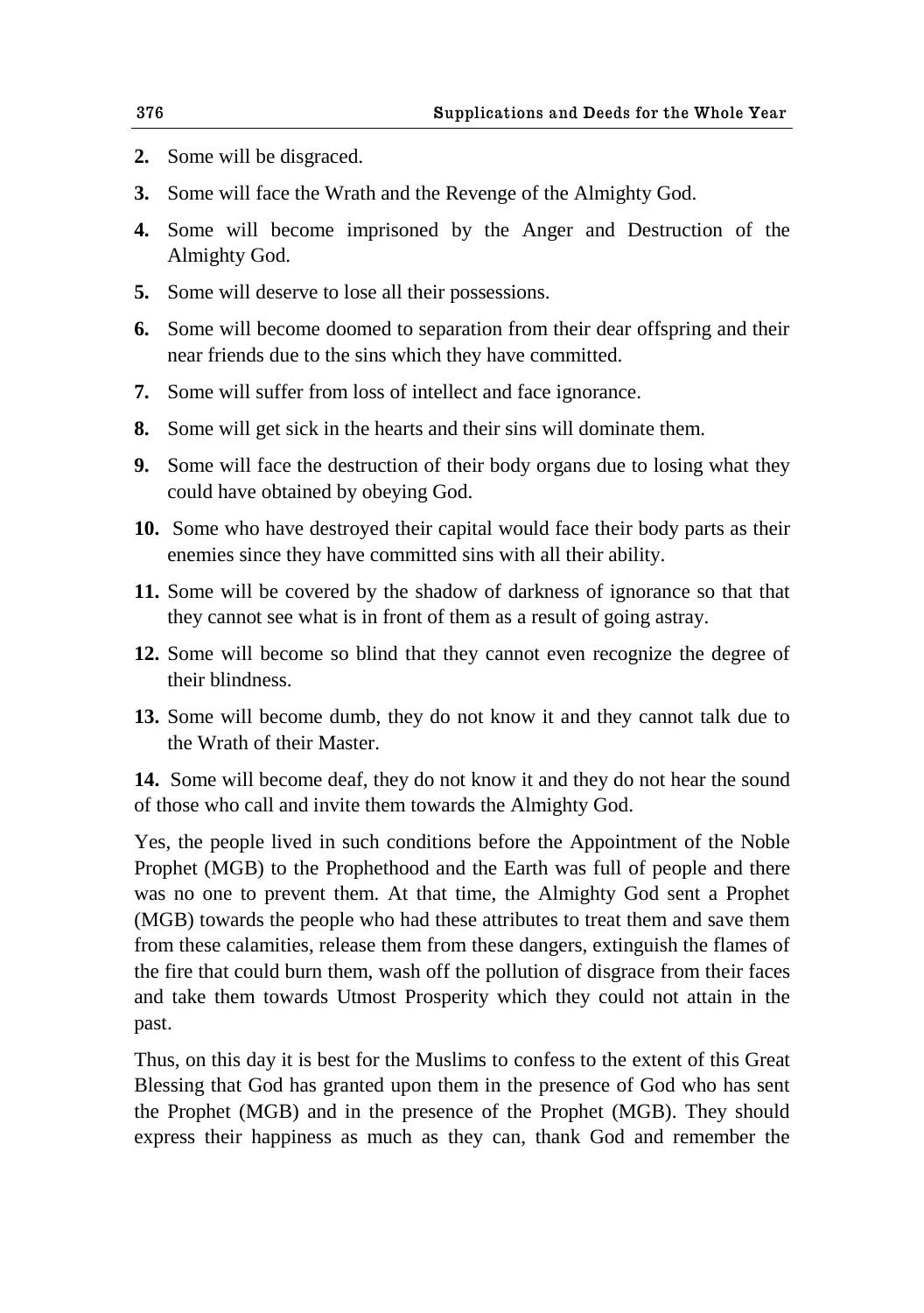2. Some will be disgraced.
3. Some will face the Wrath and the Revenge of the Almighty God.
4. Some will become imprisoned by the Anger and Destruction of the Almighty God.
5. Some will deserve to lose all their possessions.
6. Some will become doomed to separation from their dear offspring and their near friends due to the sins which they have committed.
7. Some will suffer from loss of intellect and face ignorance.
8. Some will get sick in the hearts and their sins will dominate them.
9. Some will face the destruction of their body organs due to losing what they could have obtained by obeying God.
10. Some who have destroyed their capital would face their body parts as their enemies since they have committed sins with all their ability.
11. Some will be covered by the shadow of darkness of ignorance so that that they cannot see what is in front of them as a result of going astray.
12. Some will become so blind that they cannot even recognize the degree of their blindness.
13. Some will become dumb, they do not know it and they cannot talk due to the Wrath of their Master.
14. Some will become deaf, they do not know it and they do not hear the sound of those who call and invite them towards the Almighty God.

Yes, the people lived in such conditions before the Appointment of the Noble Prophet (MGB) to the Prophethood and the Earth was full of people and there was no one to prevent them. At that time, the Almighty God sent a Prophet (MGB) towards the people who had these attributes to treat them and save them from these calamities, release them from these dangers, extinguish the flames of the fire that could burn them, wash off the pollution of disgrace from their faces and take them towards Utmost Prosperity which they could not attain in the past.

Thus, on this day it is best for the Muslims to confess to the extent of this Great Blessing that God has granted upon them in the presence of God who has sent the Prophet (MGB) and in the presence of the Prophet (MGB). They should express their happiness as much as they can, thank God and remember the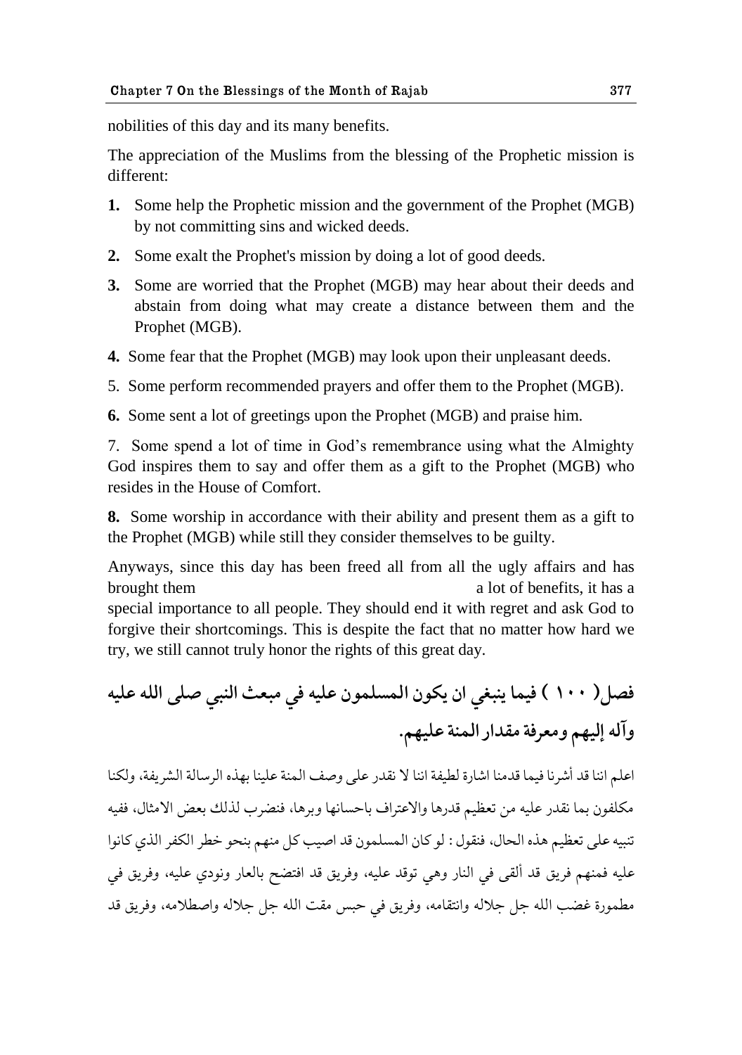nobilities of this day and its many benefits.

The appreciation of the Muslims from the blessing of the Prophetic mission is different:

1. Some help the Prophetic mission and the government of the Prophet (MGB) by not committing sins and wicked deeds.
2. Some exalt the Prophet's mission by doing a lot of good deeds.
3. Some are worried that the Prophet (MGB) may hear about their deeds and abstain from doing what may create a distance between them and the Prophet (MGB).
4. Some fear that the Prophet (MGB) may look upon their unpleasant deeds.
5. Some perform recommended prayers and offer them to the Prophet (MGB).
6. Some sent a lot of greetings upon the Prophet (MGB) and praise him.
7. Some spend a lot of time in God's remembrance using what the Almighty God inspires them to say and offer them as a gift to the Prophet (MGB) who resides in the House of Comfort.
8. Some worship in accordance with their ability and present them as a gift to the Prophet (MGB) while still they consider themselves to be guilty.

Anyways, since this day has been freed all from all the ugly affairs and has brought them a lot of benefits, it has a special importance to all people. They should end it with regret and ask God to forgive their shortcomings. This is despite the fact that no matter how hard we try, we still cannot truly honor the rights of this great day.

## فصل( ١٠٠ ) فيما ينبغي ان يكون المسلمون عليه في مبعث النبي صلى الله عليه وآله إليهم ومعرفة مقدار المنة عليهم.

اعلم اننا قد أشرنا فيما قدمنا اشارة لطيفة اننا لا نقدر على وصف المنة علينا بهذه الرسالة الشريفة، ولكنا مكلفون بما نقدر عليه من تعظيم قدرها والاعتراف باحسانها وبرها، فنضرب لذلك بعض الامثال، ففيه تنبيه على تعظيم هذه الحال، فنقول : لو كان المسلمون قد اصيب كل منهم بنحو خطر الكفر الذي كانوا عليه فمنهم فريق قد ألقى في النار وهي توقد عليه، وفريق قد افتضح بالعار ونودي عليه، وفريق في مطمورة غضب الله جل جلاله وانتقامه، وفريق في حبس مقت الله جل جلاله واصطلامه، وفريق قد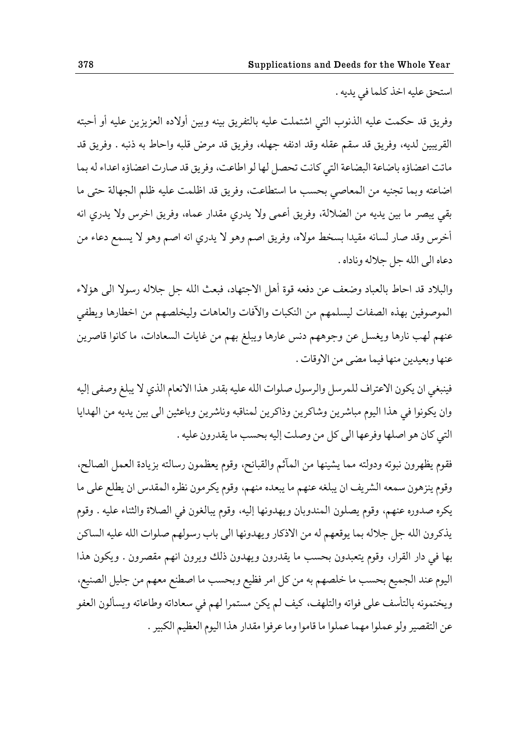استحق عليه اخذ كلما في يديه .

وفريق قد حكمت عليه الذنوب التي اشتملت عليه بالتفريق بينه وبين أولاده العزيزين عليه أو أحبته القريبين لديه، وفريق قد سقم عقله وقد ادنفه جهله، وفريق قد مرض قلبه واحاط به ذنبه . وفريق قد ماتت اعضاؤه باضاعة البضاعة التي كانت تحصل لها لو اطاعت، وفريق قد صارت اعضاؤه اعداء له بما اضاعته وبما تجنيه من المعاصي بحسب ما استطاعت، وفريق قد اظلمت عليه ظلم الجهالة حتى ما بقي يبصر ما بين يديه من الضلالة، وفريق أعمى ولا يدري مقدار عماه، وفريق اخرس ولا يدري انه أخرس وقد صار لسانه مقيدا بسخط مولاه، وفريق اصم وهو لا يدري انه اصم وهو لا يسمع دعاء من دعاه الى الله جل جلاله وناداه .

والبلاد قد احاط بالعباد وضعف عن دفعه قوة أهل الاجتهاد، فبعث الله جل جلاله رسولا الى هؤلاء الموصوفين بهذه الصفات ليسلمهم من النكبات والآفات والعاهات وليخلصهم من اخطارها ويطفي عنهم لهب نارها ويغسل عن وجوههم دنس عارها ويبلغ بهم من غايات السعادات، ما كانوا قاصرين عنها وبعيدين منها فيما مضى من الاوقات .

فينبغي ان يكون الاعتراف للمرسل والرسول صلوات الله عليه بقدر هذا الانعام الذي لا يبلغ وصفي إليه وان يكونوا في هذا اليوم مباشرين وشاكرين وذاكرين لمناقبه وناشرين وباعثين الى بين يديه من الهدايا التي كان هو اصلها وفرعها الى كل من وصلت إليه بحسب ما يقدرون عليه .

فقوم يظهرون نبوته ودولته مما يشينها من المآثم والقبائح، وقوم يعظمون رسالته بزيادة العمل الصالح، وقوم ينزهون سمعه الشريف ان يبلغه عنهم ما يبعده منهم، وقوم يكرمون نظره المقدس ان يطلع على ما يكره صدوره عنهم، وقوم يصلون المندوبان ويهدونها إليه، وقوم يبالغون في الصلاة والثناء عليه . وقوم يذكرون الله جل جلاله بما يوقعهم له من الاذكار ويهدونها الى باب رسولهم صلوات الله عليه الساكن بها في دار القرار، وقوم يتعبدون بحسب ما يقدرون ويهدون ذلك ويرون انهم مقصرون . ويكون هذا اليوم عند الجميع بحسب ما خلصهم به من كل امر فظيع وبحسب ما اصطنع معهم من جليل الصنيع، ويختمونه بالتأسف على فواته والتلهف، كيف لم يكن مستمرا لهم في سعاداته وطاعاته ويسألون العفو عن التقصير ولو عملوا مهما عملوا ما قاموا وما عرفوا مقدار هذا اليوم العظيم الكبير .